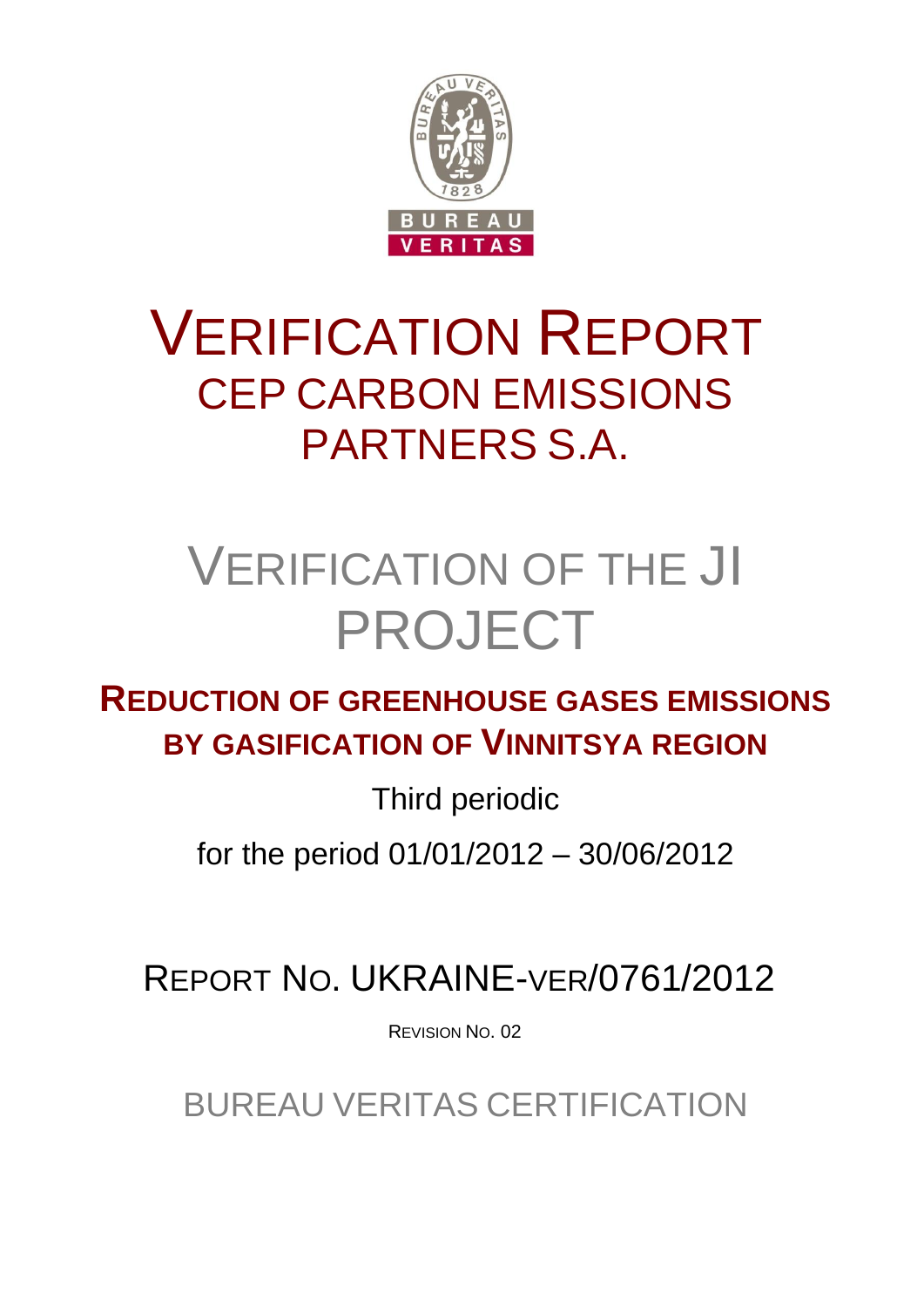# VERIFICATION REPORT

## CEP CARBON EMISSIONS PARTNERS S.A.

# VERIFICATION OF THE JI PROJECT

## REDUCTION OF GREENHOUSE GASES EMISSIONS BY GASIFICATION OF VINNITSYA REGION

Third periodic

for the period 01/01/2012 – 30/06/2012

REPORT NO. UKRAINE-VER/0761/2012

REVISION NO. 02

BUREAU VERITAS CERTIFICATION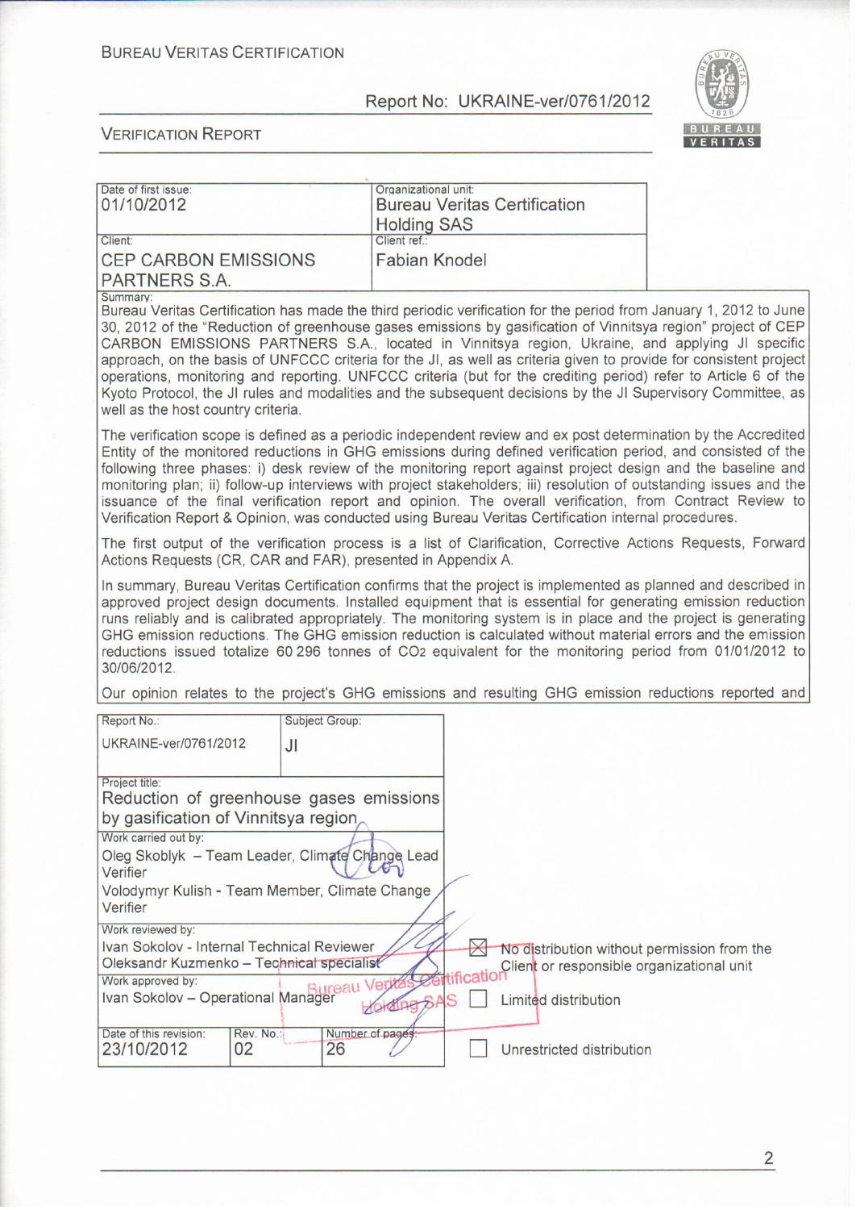BUREAU VERITAS CERTIFICATION

Report No: UKRAINE-ver/0761/2012

VERIFICATION REPORT

| Date of first issue: 01/10/2012 | Organizational unit: Bureau Veritas Certification Holding SAS |
|---|---|
| Client: CEP CARBON EMISSIONS PARTNERS S.A. | Client ref.: Fabian Knodel |

Summary:

Bureau Veritas Certification has made the third periodic verification for the period from January 1, 2012 to June 30, 2012 of the "Reduction of greenhouse gases emissions by gasification of Vinnitsya region" project of CEP CARBON EMISSIONS PARTNERS S.A., located in Vinnitsya region, Ukraine, and applying JI specific approach, on the basis of UNFCCC criteria for the JI, as well as criteria given to provide for consistent project operations, monitoring and reporting. UNFCCC criteria (but for the crediting period) refer to Article 6 of the Kyoto Protocol, the JI rules and modalities and the subsequent decisions by the JI Supervisory Committee, as well as the host country criteria.

The verification scope is defined as a periodic independent review and ex post determination by the Accredited Entity of the monitored reductions in GHG emissions during defined verification period, and consisted of the following three phases: i) desk review of the monitoring report against project design and the baseline and monitoring plan; ii) follow-up interviews with project stakeholders; iii) resolution of outstanding issues and the issuance of the final verification report and opinion. The overall verification, from Contract Review to Verification Report & Opinion, was conducted using Bureau Veritas Certification internal procedures.

The first output of the verification process is a list of Clarification, Corrective Actions Requests, Forward Actions Requests (CR, CAR and FAR), presented in Appendix A.

In summary, Bureau Veritas Certification confirms that the project is implemented as planned and described in approved project design documents. Installed equipment that is essential for generating emission reduction runs reliably and is calibrated appropriately. The monitoring system is in place and the project is generating GHG emission reductions. The GHG emission reduction is calculated without material errors and the emission reductions issued totalize 60 296 tonnes of $CO_2$ equivalent for the monitoring period from 01/01/2012 to 30/06/2012.

Our opinion relates to the project's GHG emissions and resulting GHG emission reductions reported and

| Report No.: UKRAINE-ver/0761/2012 | | Subject Group: JI |
|---|---|---|
| Project title: Reduction of greenhouse gases emissions by gasification of Vinnitsya region | | |
| Work carried out by: Oleg Skoblyk – Team Leader, Climate Change Lead Verifier; Volodymyr Kulish - Team Member, Climate Change Verifier | | |
| Work reviewed by: Ivan Sokolov - Internal Technical Reviewer; Oleksandr Kuzmenko – Technical specialist | | |
| Work approved by: Ivan Sokolov – Operational Manager | | |
| Date of this revision: 23/10/2012 | Rev. No.: 02 | Number of pages: 26 |

- [x] No distribution without permission from the Client or responsible organizational unit
- [ ] Limited distribution
- [ ] Unrestricted distribution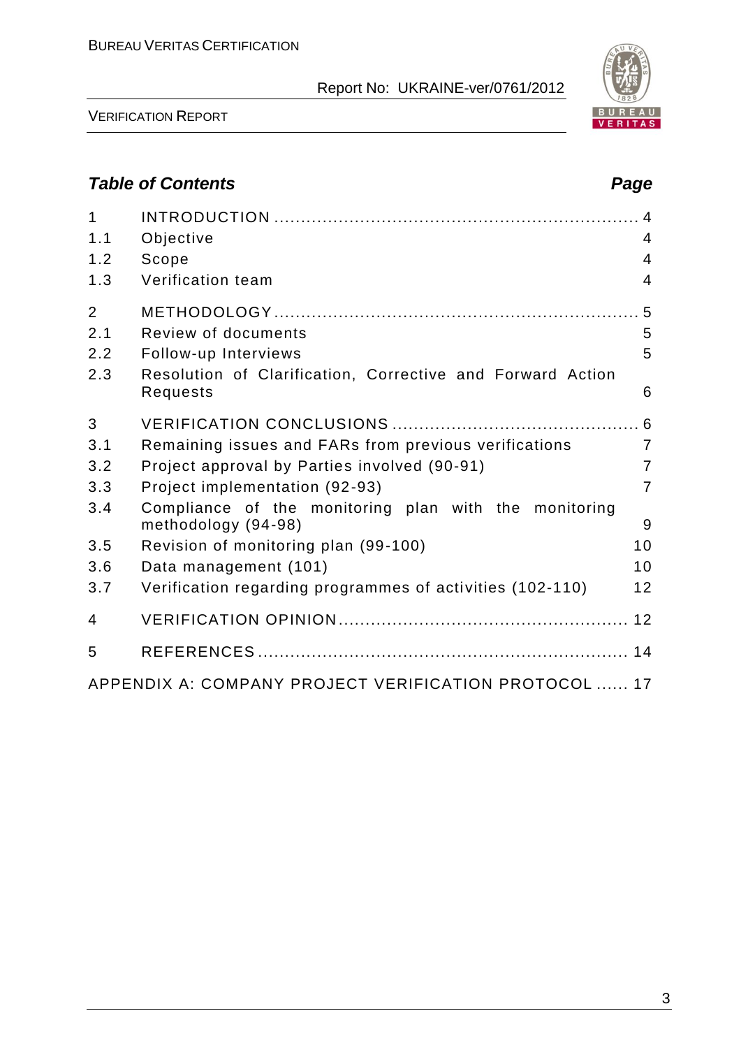***Table of Contents*** ***Page***

| | | |
|---|---|---|
| 1 | INTRODUCTION | 4 |
| 1.1 | Objective | 4 |
| 1.2 | Scope | 4 |
| 1.3 | Verification team | 4 |
| 2 | METHODOLOGY | 5 |
| 2.1 | Review of documents | 5 |
| 2.2 | Follow-up Interviews | 5 |
| 2.3 | Resolution of Clarification, Corrective and Forward Action Requests | 6 |
| 3 | VERIFICATION CONCLUSIONS | 6 |
| 3.1 | Remaining issues and FARs from previous verifications | 7 |
| 3.2 | Project approval by Parties involved (90-91) | 7 |
| 3.3 | Project implementation (92-93) | 7 |
| 3.4 | Compliance of the monitoring plan with the monitoring methodology (94-98) | 9 |
| 3.5 | Revision of monitoring plan (99-100) | 10 |
| 3.6 | Data management (101) | 10 |
| 3.7 | Verification regarding programmes of activities (102-110) | 12 |
| 4 | VERIFICATION OPINION | 12 |
| 5 | REFERENCES | 14 |
| | APPENDIX A: COMPANY PROJECT VERIFICATION PROTOCOL | 17 |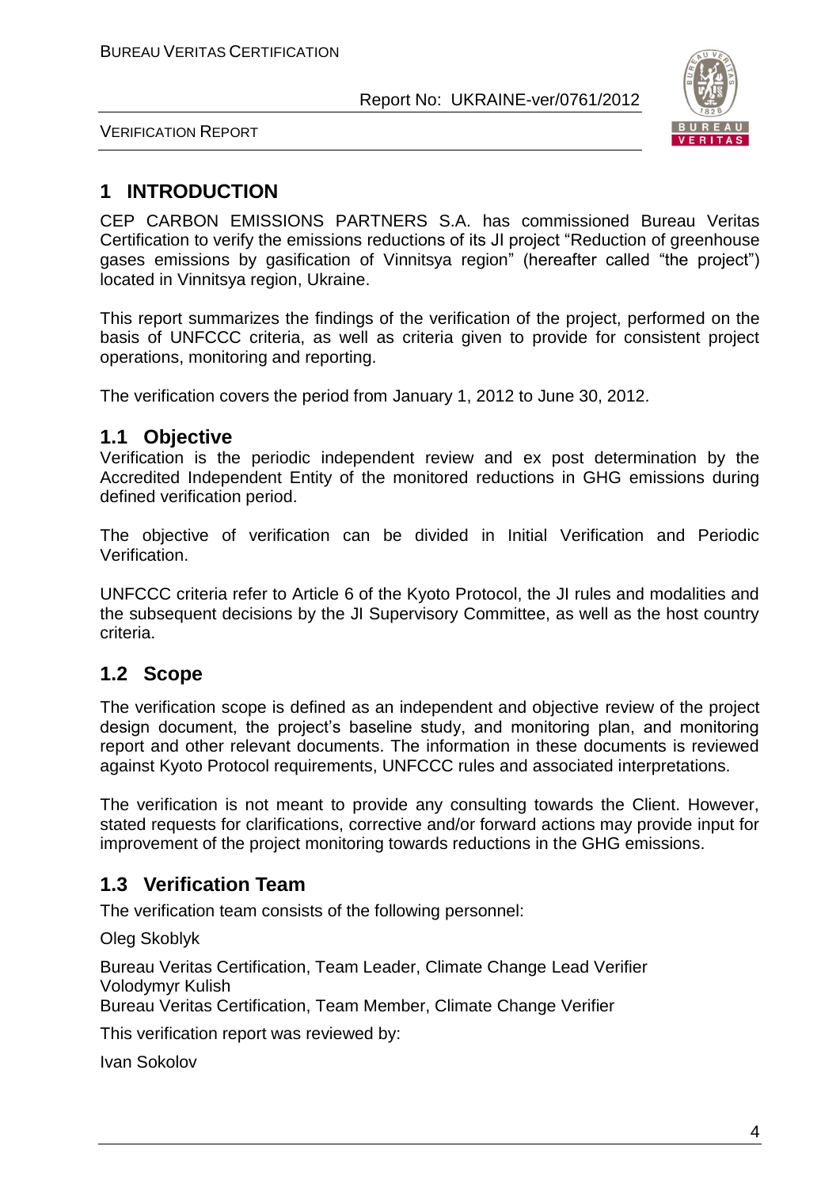# 1 INTRODUCTION

CEP CARBON EMISSIONS PARTNERS S.A. has commissioned Bureau Veritas Certification to verify the emissions reductions of its JI project "Reduction of greenhouse gases emissions by gasification of Vinnitsya region" (hereafter called "the project") located in Vinnitsya region, Ukraine.

This report summarizes the findings of the verification of the project, performed on the basis of UNFCCC criteria, as well as criteria given to provide for consistent project operations, monitoring and reporting.

The verification covers the period from January 1, 2012 to June 30, 2012.

## 1.1 Objective

Verification is the periodic independent review and ex post determination by the Accredited Independent Entity of the monitored reductions in GHG emissions during defined verification period.

The objective of verification can be divided in Initial Verification and Periodic Verification.

UNFCCC criteria refer to Article 6 of the Kyoto Protocol, the JI rules and modalities and the subsequent decisions by the JI Supervisory Committee, as well as the host country criteria.

## 1.2 Scope

The verification scope is defined as an independent and objective review of the project design document, the project's baseline study, and monitoring plan, and monitoring report and other relevant documents. The information in these documents is reviewed against Kyoto Protocol requirements, UNFCCC rules and associated interpretations.

The verification is not meant to provide any consulting towards the Client. However, stated requests for clarifications, corrective and/or forward actions may provide input for improvement of the project monitoring towards reductions in the GHG emissions.

## 1.3 Verification Team

The verification team consists of the following personnel:

Oleg Skoblyk

Bureau Veritas Certification, Team Leader, Climate Change Lead Verifier

Volodymyr Kulish

Bureau Veritas Certification, Team Member, Climate Change Verifier

This verification report was reviewed by:

Ivan Sokolov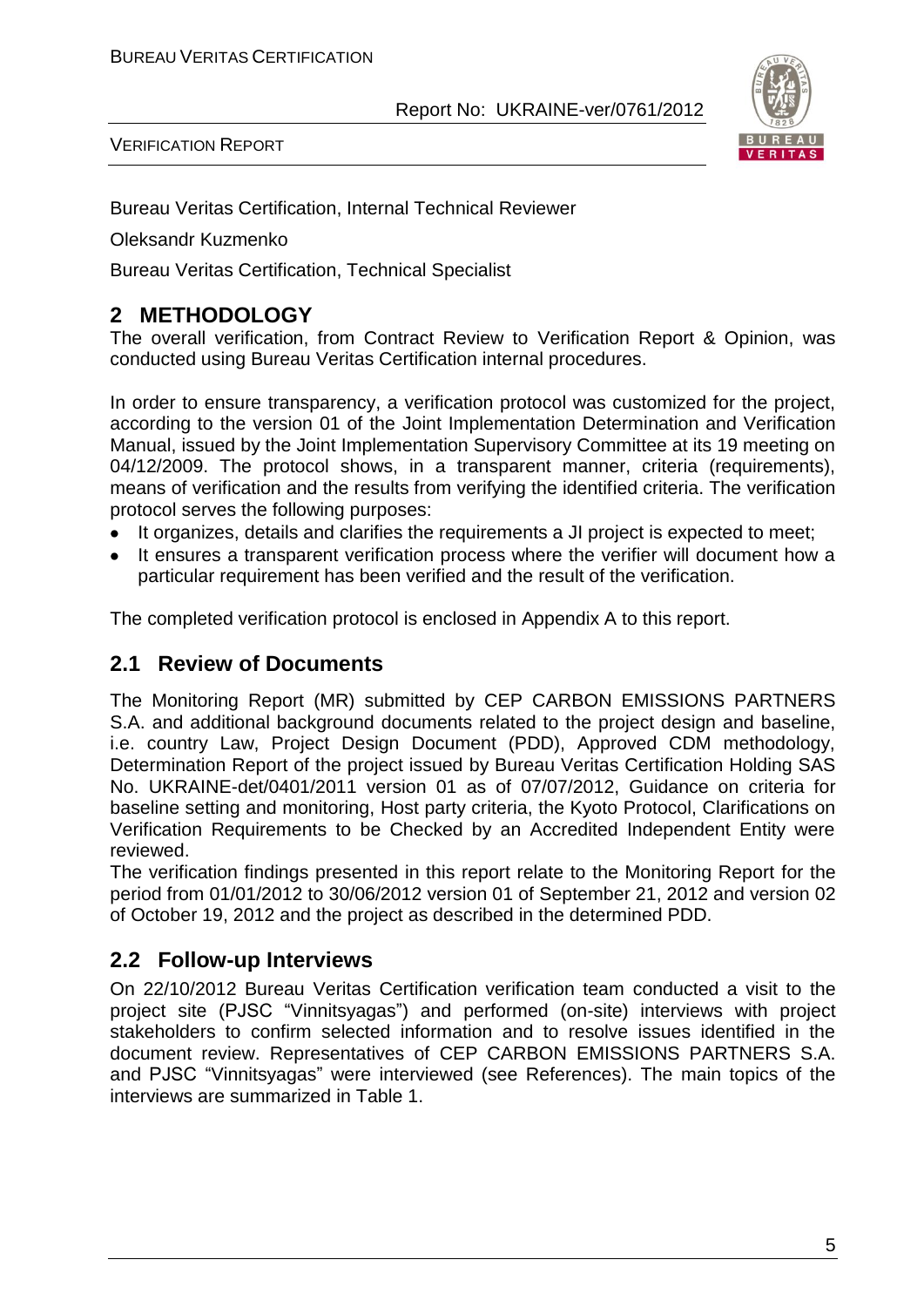Bureau Veritas Certification, Internal Technical Reviewer

Oleksandr Kuzmenko

Bureau Veritas Certification, Technical Specialist

## 2 METHODOLOGY

The overall verification, from Contract Review to Verification Report & Opinion, was conducted using Bureau Veritas Certification internal procedures.

In order to ensure transparency, a verification protocol was customized for the project, according to the version 01 of the Joint Implementation Determination and Verification Manual, issued by the Joint Implementation Supervisory Committee at its 19 meeting on 04/12/2009. The protocol shows, in a transparent manner, criteria (requirements), means of verification and the results from verifying the identified criteria. The verification protocol serves the following purposes:

- It organizes, details and clarifies the requirements a JI project is expected to meet;
- It ensures a transparent verification process where the verifier will document how a particular requirement has been verified and the result of the verification.

The completed verification protocol is enclosed in Appendix A to this report.

### 2.1 Review of Documents

The Monitoring Report (MR) submitted by CEP CARBON EMISSIONS PARTNERS S.A. and additional background documents related to the project design and baseline, i.e. country Law, Project Design Document (PDD), Approved CDM methodology, Determination Report of the project issued by Bureau Veritas Certification Holding SAS No. UKRAINE-det/0401/2011 version 01 as of 07/07/2012, Guidance on criteria for baseline setting and monitoring, Host party criteria, the Kyoto Protocol, Clarifications on Verification Requirements to be Checked by an Accredited Independent Entity were reviewed.

The verification findings presented in this report relate to the Monitoring Report for the period from 01/01/2012 to 30/06/2012 version 01 of September 21, 2012 and version 02 of October 19, 2012 and the project as described in the determined PDD.

### 2.2 Follow-up Interviews

On 22/10/2012 Bureau Veritas Certification verification team conducted a visit to the project site (PJSC "Vinnitsyagas") and performed (on-site) interviews with project stakeholders to confirm selected information and to resolve issues identified in the document review. Representatives of CEP CARBON EMISSIONS PARTNERS S.A. and PJSC "Vinnitsyagas" were interviewed (see References). The main topics of the interviews are summarized in Table 1.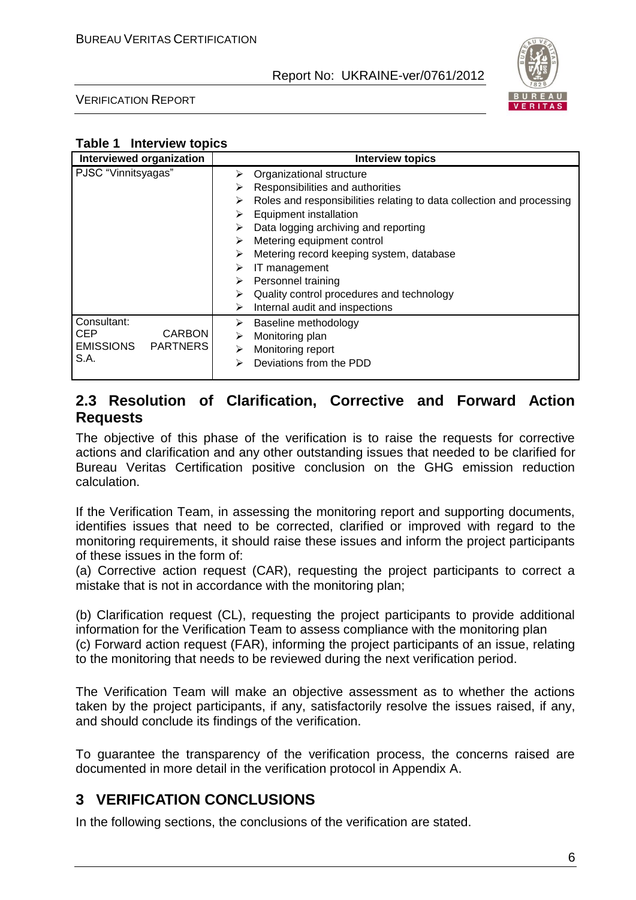**Table 1 Interview topics**

| Interviewed organization | Interview topics |
|---|---|
| PJSC "Vinnitsyagas" | ➢ Organizational structure<br>➢ Responsibilities and authorities<br>➢ Roles and responsibilities relating to data collection and processing<br>➢ Equipment installation<br>➢ Data logging archiving and reporting<br>➢ Metering equipment control<br>➢ Metering record keeping system, database<br>➢ IT management<br>➢ Personnel training<br>➢ Quality control procedures and technology<br>➢ Internal audit and inspections |
| Consultant: CEP CARBON EMISSIONS PARTNERS S.A. | ➢ Baseline methodology<br>➢ Monitoring plan<br>➢ Monitoring report<br>➢ Deviations from the PDD |

## 2.3 Resolution of Clarification, Corrective and Forward Action Requests

The objective of this phase of the verification is to raise the requests for corrective actions and clarification and any other outstanding issues that needed to be clarified for Bureau Veritas Certification positive conclusion on the GHG emission reduction calculation.

If the Verification Team, in assessing the monitoring report and supporting documents, identifies issues that need to be corrected, clarified or improved with regard to the monitoring requirements, it should raise these issues and inform the project participants of these issues in the form of:

(a) Corrective action request (CAR), requesting the project participants to correct a mistake that is not in accordance with the monitoring plan;

(b) Clarification request (CL), requesting the project participants to provide additional information for the Verification Team to assess compliance with the monitoring plan

(c) Forward action request (FAR), informing the project participants of an issue, relating to the monitoring that needs to be reviewed during the next verification period.

The Verification Team will make an objective assessment as to whether the actions taken by the project participants, if any, satisfactorily resolve the issues raised, if any, and should conclude its findings of the verification.

To guarantee the transparency of the verification process, the concerns raised are documented in more detail in the verification protocol in Appendix A.

# 3 VERIFICATION CONCLUSIONS

In the following sections, the conclusions of the verification are stated.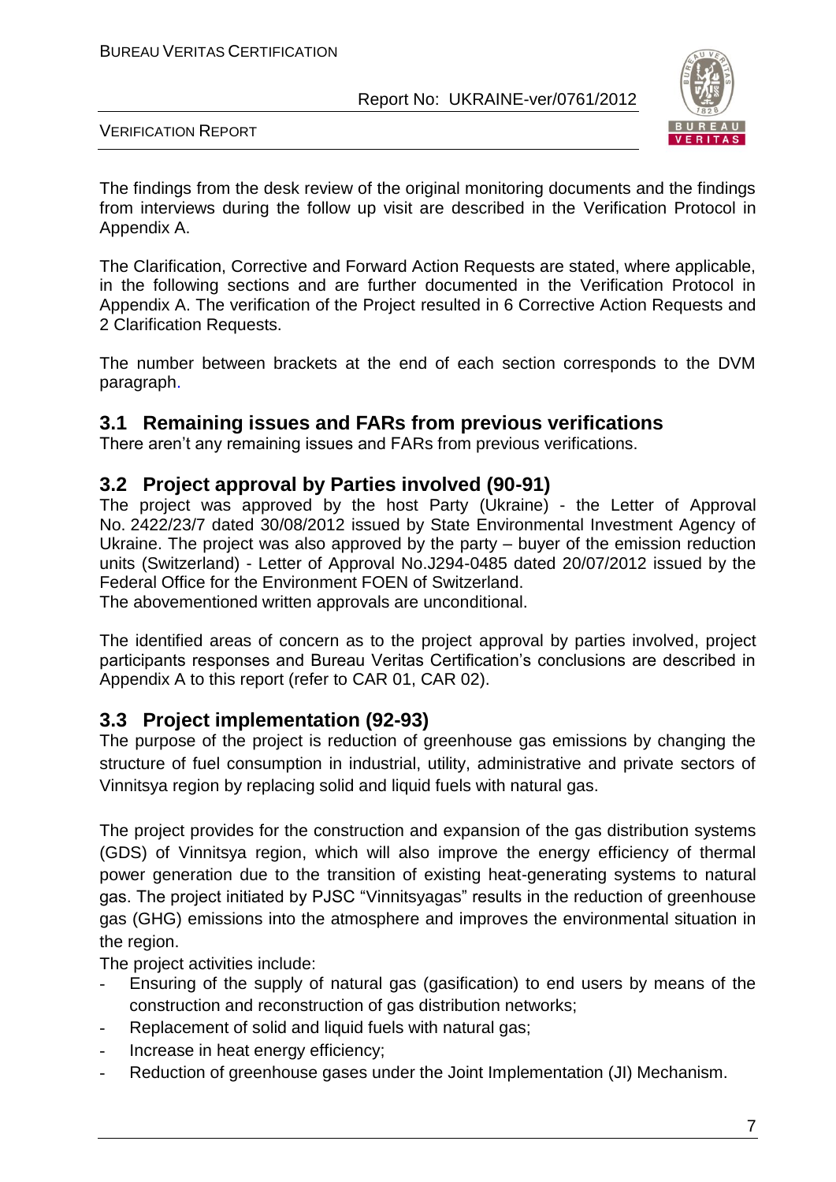The findings from the desk review of the original monitoring documents and the findings from interviews during the follow up visit are described in the Verification Protocol in Appendix A.

The Clarification, Corrective and Forward Action Requests are stated, where applicable, in the following sections and are further documented in the Verification Protocol in Appendix A. The verification of the Project resulted in 6 Corrective Action Requests and 2 Clarification Requests.

The number between brackets at the end of each section corresponds to the DVM paragraph.

## 3.1 Remaining issues and FARs from previous verifications

There aren't any remaining issues and FARs from previous verifications.

## 3.2 Project approval by Parties involved (90-91)

The project was approved by the host Party (Ukraine) - the Letter of Approval No. 2422/23/7 dated 30/08/2012 issued by State Environmental Investment Agency of Ukraine. The project was also approved by the party – buyer of the emission reduction units (Switzerland) - Letter of Approval No.J294-0485 dated 20/07/2012 issued by the Federal Office for the Environment FOEN of Switzerland.
The abovementioned written approvals are unconditional.

The identified areas of concern as to the project approval by parties involved, project participants responses and Bureau Veritas Certification's conclusions are described in Appendix A to this report (refer to CAR 01, CAR 02).

## 3.3 Project implementation (92-93)

The purpose of the project is reduction of greenhouse gas emissions by changing the structure of fuel consumption in industrial, utility, administrative and private sectors of Vinnitsya region by replacing solid and liquid fuels with natural gas.

The project provides for the construction and expansion of the gas distribution systems (GDS) of Vinnitsya region, which will also improve the energy efficiency of thermal power generation due to the transition of existing heat-generating systems to natural gas. The project initiated by PJSC "Vinnitsyagas" results in the reduction of greenhouse gas (GHG) emissions into the atmosphere and improves the environmental situation in the region.

The project activities include:

- Ensuring of the supply of natural gas (gasification) to end users by means of the construction and reconstruction of gas distribution networks;
- Replacement of solid and liquid fuels with natural gas;
- Increase in heat energy efficiency;
- Reduction of greenhouse gases under the Joint Implementation (JI) Mechanism.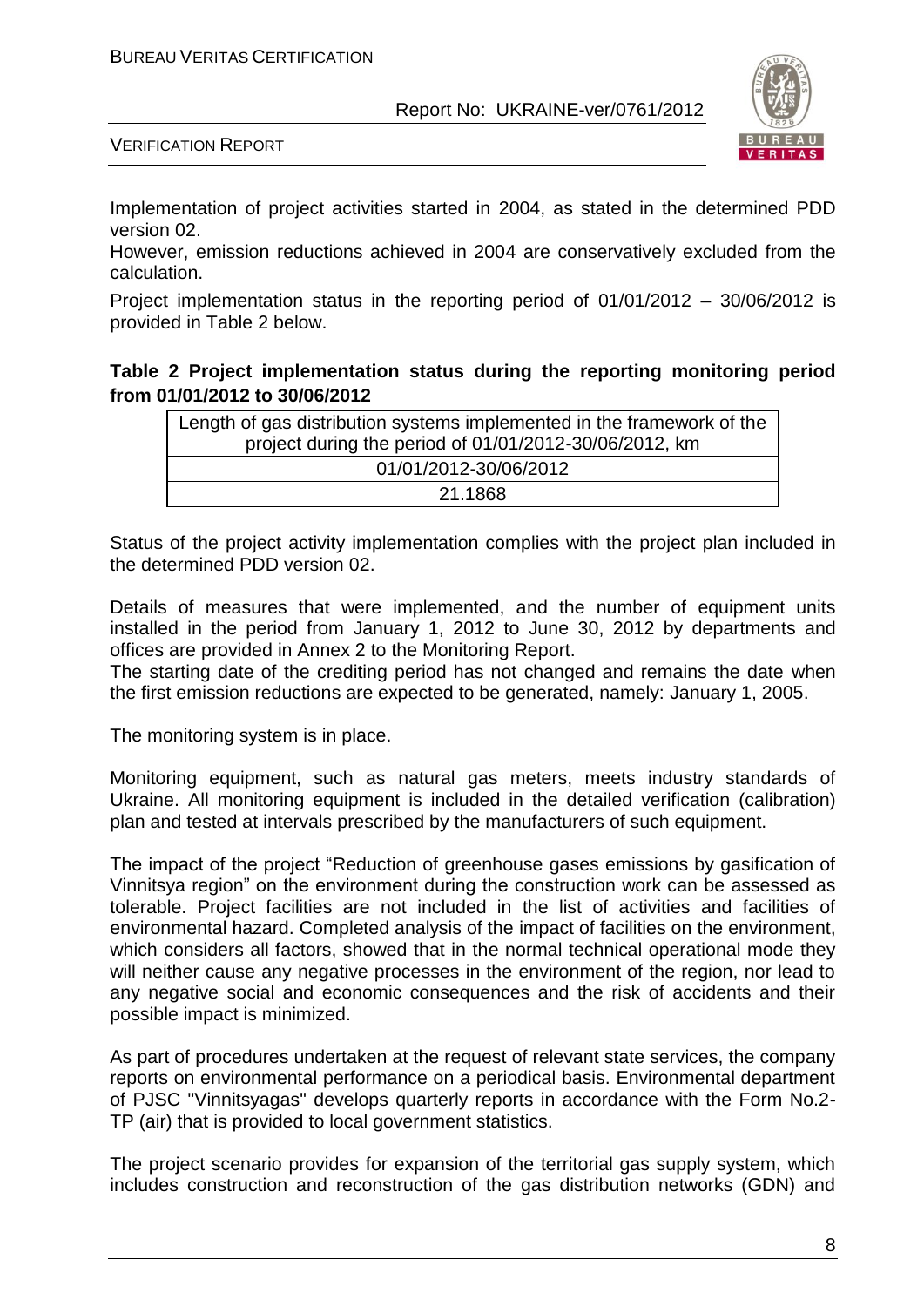Implementation of project activities started in 2004, as stated in the determined PDD version 02.

However, emission reductions achieved in 2004 are conservatively excluded from the calculation.

Project implementation status in the reporting period of 01/01/2012 – 30/06/2012 is provided in Table 2 below.

**Table 2 Project implementation status during the reporting monitoring period from 01/01/2012 to 30/06/2012**

| Length of gas distribution systems implemented in the framework of the project during the period of 01/01/2012-30/06/2012, km |
|---|
| 01/01/2012-30/06/2012 |
| 21.1868 |

Status of the project activity implementation complies with the project plan included in the determined PDD version 02.

Details of measures that were implemented, and the number of equipment units installed in the period from January 1, 2012 to June 30, 2012 by departments and offices are provided in Annex 2 to the Monitoring Report.

The starting date of the crediting period has not changed and remains the date when the first emission reductions are expected to be generated, namely: January 1, 2005.

The monitoring system is in place.

Monitoring equipment, such as natural gas meters, meets industry standards of Ukraine. All monitoring equipment is included in the detailed verification (calibration) plan and tested at intervals prescribed by the manufacturers of such equipment.

The impact of the project "Reduction of greenhouse gases emissions by gasification of Vinnitsya region" on the environment during the construction work can be assessed as tolerable. Project facilities are not included in the list of activities and facilities of environmental hazard. Completed analysis of the impact of facilities on the environment, which considers all factors, showed that in the normal technical operational mode they will neither cause any negative processes in the environment of the region, nor lead to any negative social and economic consequences and the risk of accidents and their possible impact is minimized.

As part of procedures undertaken at the request of relevant state services, the company reports on environmental performance on a periodical basis. Environmental department of PJSC "Vinnitsyagas" develops quarterly reports in accordance with the Form No.2-TP (air) that is provided to local government statistics.

The project scenario provides for expansion of the territorial gas supply system, which includes construction and reconstruction of the gas distribution networks (GDN) and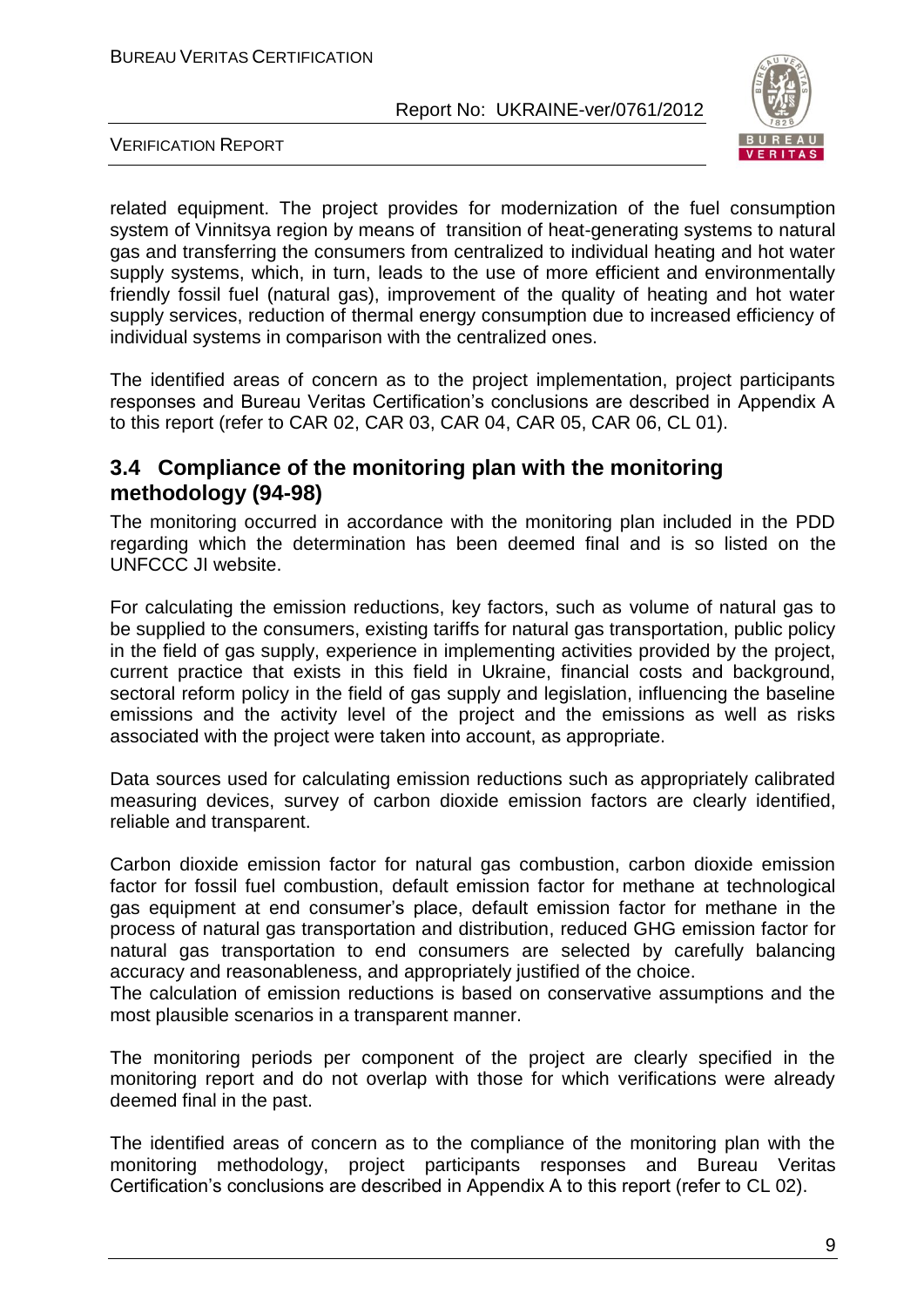related equipment. The project provides for modernization of the fuel consumption system of Vinnitsya region by means of transition of heat-generating systems to natural gas and transferring the consumers from centralized to individual heating and hot water supply systems, which, in turn, leads to the use of more efficient and environmentally friendly fossil fuel (natural gas), improvement of the quality of heating and hot water supply services, reduction of thermal energy consumption due to increased efficiency of individual systems in comparison with the centralized ones.

The identified areas of concern as to the project implementation, project participants responses and Bureau Veritas Certification's conclusions are described in Appendix A to this report (refer to CAR 02, CAR 03, CAR 04, CAR 05, CAR 06, CL 01).

## 3.4 Compliance of the monitoring plan with the monitoring methodology (94-98)

The monitoring occurred in accordance with the monitoring plan included in the PDD regarding which the determination has been deemed final and is so listed on the UNFCCC JI website.

For calculating the emission reductions, key factors, such as volume of natural gas to be supplied to the consumers, existing tariffs for natural gas transportation, public policy in the field of gas supply, experience in implementing activities provided by the project, current practice that exists in this field in Ukraine, financial costs and background, sectoral reform policy in the field of gas supply and legislation, influencing the baseline emissions and the activity level of the project and the emissions as well as risks associated with the project were taken into account, as appropriate.

Data sources used for calculating emission reductions such as appropriately calibrated measuring devices, survey of carbon dioxide emission factors are clearly identified, reliable and transparent.

Carbon dioxide emission factor for natural gas combustion, carbon dioxide emission factor for fossil fuel combustion, default emission factor for methane at technological gas equipment at end consumer's place, default emission factor for methane in the process of natural gas transportation and distribution, reduced GHG emission factor for natural gas transportation to end consumers are selected by carefully balancing accuracy and reasonableness, and appropriately justified of the choice.
The calculation of emission reductions is based on conservative assumptions and the most plausible scenarios in a transparent manner.

The monitoring periods per component of the project are clearly specified in the monitoring report and do not overlap with those for which verifications were already deemed final in the past.

The identified areas of concern as to the compliance of the monitoring plan with the monitoring methodology, project participants responses and Bureau Veritas Certification's conclusions are described in Appendix A to this report (refer to CL 02).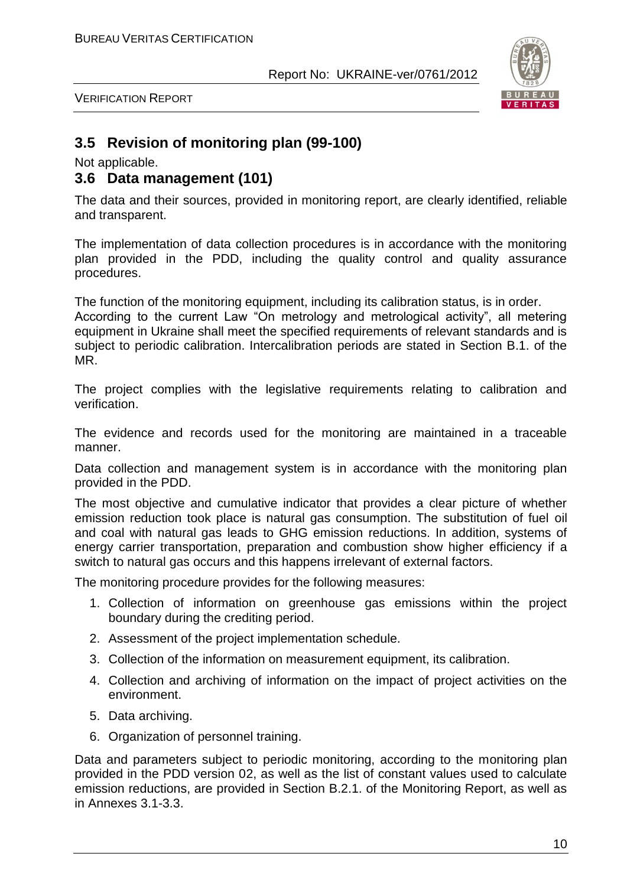## 3.5 Revision of monitoring plan (99-100)

Not applicable.

## 3.6 Data management (101)

The data and their sources, provided in monitoring report, are clearly identified, reliable and transparent.

The implementation of data collection procedures is in accordance with the monitoring plan provided in the PDD, including the quality control and quality assurance procedures.

The function of the monitoring equipment, including its calibration status, is in order. According to the current Law "On metrology and metrological activity", all metering equipment in Ukraine shall meet the specified requirements of relevant standards and is subject to periodic calibration. Intercalibration periods are stated in Section B.1. of the MR.

The project complies with the legislative requirements relating to calibration and verification.

The evidence and records used for the monitoring are maintained in a traceable manner.

Data collection and management system is in accordance with the monitoring plan provided in the PDD.

The most objective and cumulative indicator that provides a clear picture of whether emission reduction took place is natural gas consumption. The substitution of fuel oil and coal with natural gas leads to GHG emission reductions. In addition, systems of energy carrier transportation, preparation and combustion show higher efficiency if a switch to natural gas occurs and this happens irrelevant of external factors.

The monitoring procedure provides for the following measures:

1. Collection of information on greenhouse gas emissions within the project boundary during the crediting period.
2. Assessment of the project implementation schedule.
3. Collection of the information on measurement equipment, its calibration.
4. Collection and archiving of information on the impact of project activities on the environment.
5. Data archiving.
6. Organization of personnel training.

Data and parameters subject to periodic monitoring, according to the monitoring plan provided in the PDD version 02, as well as the list of constant values used to calculate emission reductions, are provided in Section B.2.1. of the Monitoring Report, as well as in Annexes 3.1-3.3.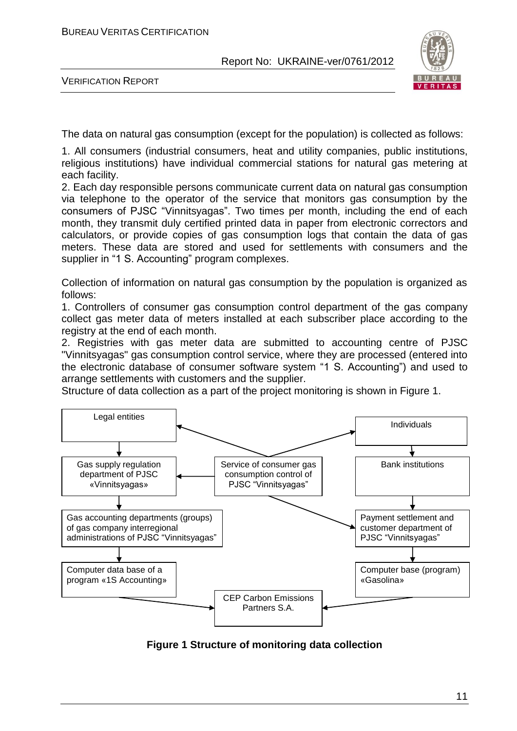The data on natural gas consumption (except for the population) is collected as follows:

1. All consumers (industrial consumers, heat and utility companies, public institutions, religious institutions) have individual commercial stations for natural gas metering at each facility.
2. Each day responsible persons communicate current data on natural gas consumption via telephone to the operator of the service that monitors gas consumption by the consumers of PJSC "Vinnitsyagas". Two times per month, including the end of each month, they transmit duly certified printed data in paper from electronic correctors and calculators, or provide copies of gas consumption logs that contain the data of gas meters. These data are stored and used for settlements with consumers and the supplier in "1 S. Accounting" program complexes.

Collection of information on natural gas consumption by the population is organized as follows:

1. Controllers of consumer gas consumption control department of the gas company collect gas meter data of meters installed at each subscriber place according to the registry at the end of each month.
2. Registries with gas meter data are submitted to accounting centre of PJSC "Vinnitsyagas" gas consumption control service, where they are processed (entered into the electronic database of consumer software system "1 S. Accounting") and used to arrange settlements with customers and the supplier.

Structure of data collection as a part of the project monitoring is shown in Figure 1.

Legal entities

Individuals

Gas supply regulation department of PJSC «Vinnitsyagas»

Service of consumer gas consumption control of PJSC "Vinnitsyagas"

Bank institutions

Gas accounting departments (groups) of gas company interregional administrations of PJSC "Vinnitsyagas"

Payment settlement and customer department of PJSC "Vinnitsyagas"

Computer data base of a program «1S Accounting»

Computer base (program) «Gasolina»

CEP Carbon Emissions Partners S.A.

**Figure 1 Structure of monitoring data collection**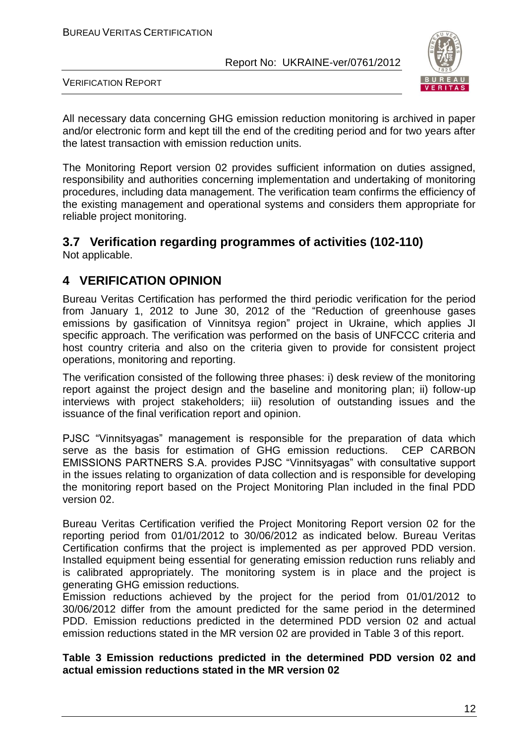All necessary data concerning GHG emission reduction monitoring is archived in paper and/or electronic form and kept till the end of the crediting period and for two years after the latest transaction with emission reduction units.

The Monitoring Report version 02 provides sufficient information on duties assigned, responsibility and authorities concerning implementation and undertaking of monitoring procedures, including data management. The verification team confirms the efficiency of the existing management and operational systems and considers them appropriate for reliable project monitoring.

## 3.7 Verification regarding programmes of activities (102-110)

Not applicable.

# 4 VERIFICATION OPINION

Bureau Veritas Certification has performed the third periodic verification for the period from January 1, 2012 to June 30, 2012 of the "Reduction of greenhouse gases emissions by gasification of Vinnitsya region" project in Ukraine, which applies JI specific approach. The verification was performed on the basis of UNFCCC criteria and host country criteria and also on the criteria given to provide for consistent project operations, monitoring and reporting.

The verification consisted of the following three phases: i) desk review of the monitoring report against the project design and the baseline and monitoring plan; ii) follow-up interviews with project stakeholders; iii) resolution of outstanding issues and the issuance of the final verification report and opinion.

PJSC "Vinnitsyagas" management is responsible for the preparation of data which serve as the basis for estimation of GHG emission reductions. CEP CARBON EMISSIONS PARTNERS S.A. provides PJSC "Vinnitsyagas" with consultative support in the issues relating to organization of data collection and is responsible for developing the monitoring report based on the Project Monitoring Plan included in the final PDD version 02.

Bureau Veritas Certification verified the Project Monitoring Report version 02 for the reporting period from 01/01/2012 to 30/06/2012 as indicated below. Bureau Veritas Certification confirms that the project is implemented as per approved PDD version. Installed equipment being essential for generating emission reduction runs reliably and is calibrated appropriately. The monitoring system is in place and the project is generating GHG emission reductions.

Emission reductions achieved by the project for the period from 01/01/2012 to 30/06/2012 differ from the amount predicted for the same period in the determined PDD. Emission reductions predicted in the determined PDD version 02 and actual emission reductions stated in the MR version 02 are provided in Table 3 of this report.

**Table 3 Emission reductions predicted in the determined PDD version 02 and actual emission reductions stated in the MR version 02**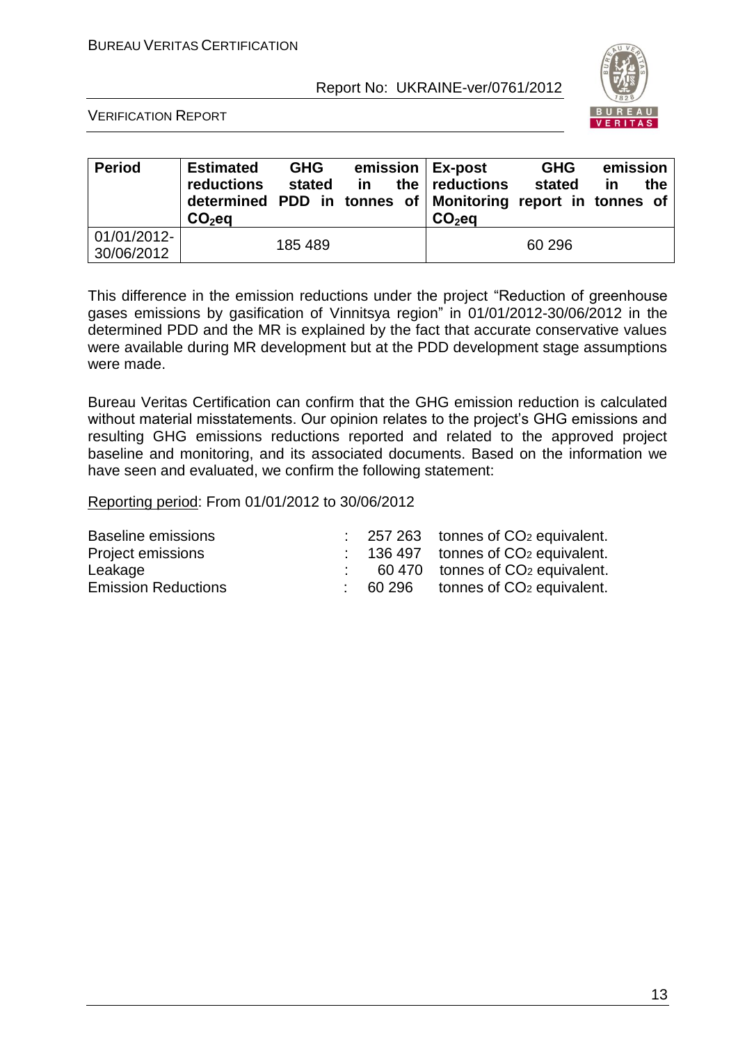| Period | Estimated GHG emission reductions stated in the determined PDD in tonnes of $CO_2eq$ | Ex-post GHG emission reductions stated in the Monitoring report in tonnes of $CO_2eq$ |
|---|---|---|
| 01/01/2012-30/06/2012 | 185 489 | 60 296 |

This difference in the emission reductions under the project "Reduction of greenhouse gases emissions by gasification of Vinnitsya region" in 01/01/2012-30/06/2012 in the determined PDD and the MR is explained by the fact that accurate conservative values were available during MR development but at the PDD development stage assumptions were made.

Bureau Veritas Certification can confirm that the GHG emission reduction is calculated without material misstatements. Our opinion relates to the project's GHG emissions and resulting GHG emissions reductions reported and related to the approved project baseline and monitoring, and its associated documents. Based on the information we have seen and evaluated, we confirm the following statement:

Reporting period: From 01/01/2012 to 30/06/2012

| | | | |
|---|---|---|---|
| Baseline emissions | : | 257 263 | tonnes of $CO_2$ equivalent. |
| Project emissions | : | 136 497 | tonnes of $CO_2$ equivalent. |
| Leakage | : | 60 470 | tonnes of $CO_2$ equivalent. |
| Emission Reductions | : | 60 296 | tonnes of $CO_2$ equivalent. |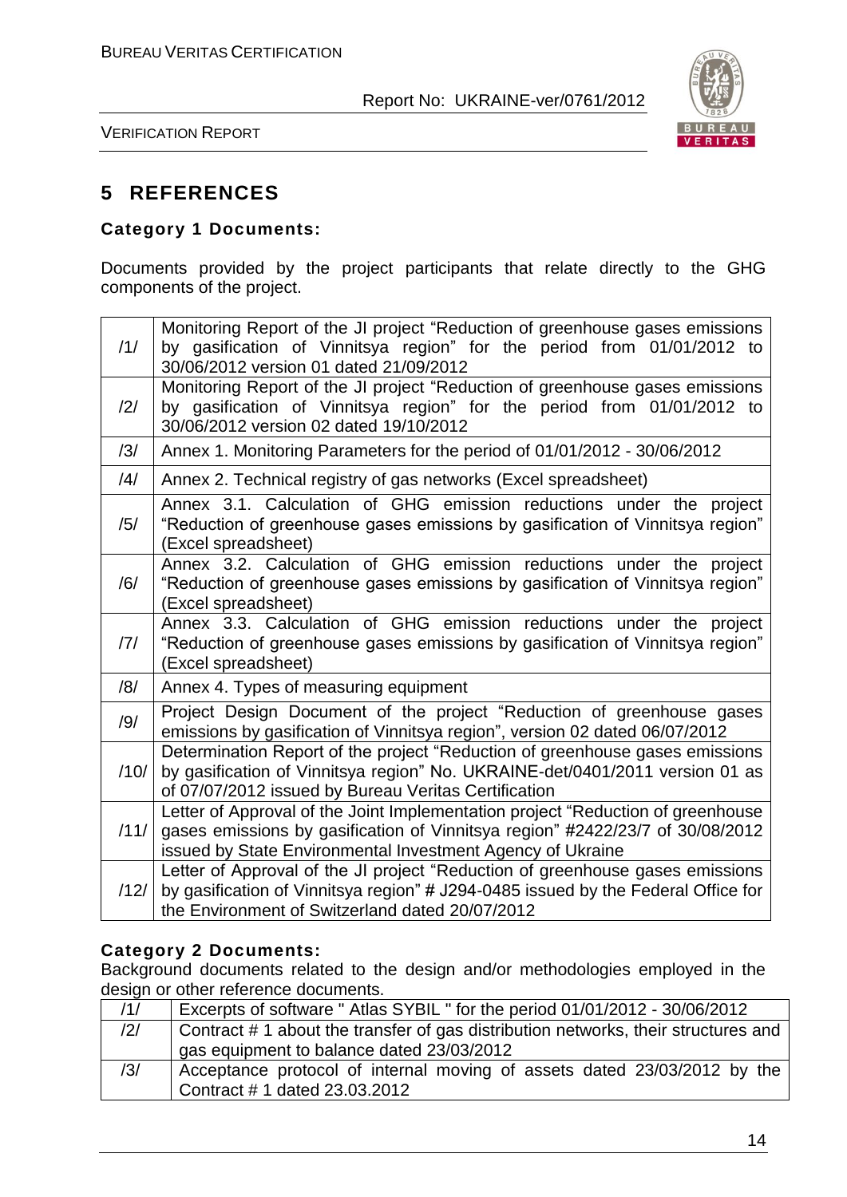## 5 REFERENCES

### Category 1 Documents:

Documents provided by the project participants that relate directly to the GHG components of the project.

| | |
|---|---|
| /1/ | Monitoring Report of the JI project "Reduction of greenhouse gases emissions by gasification of Vinnitsya region" for the period from 01/01/2012 to 30/06/2012 version 01 dated 21/09/2012 |
| /2/ | Monitoring Report of the JI project "Reduction of greenhouse gases emissions by gasification of Vinnitsya region" for the period from 01/01/2012 to 30/06/2012 version 02 dated 19/10/2012 |
| /3/ | Annex 1. Monitoring Parameters for the period of 01/01/2012 - 30/06/2012 |
| /4/ | Annex 2. Technical registry of gas networks (Excel spreadsheet) |
| /5/ | Annex 3.1. Calculation of GHG emission reductions under the project "Reduction of greenhouse gases emissions by gasification of Vinnitsya region" (Excel spreadsheet) |
| /6/ | Annex 3.2. Calculation of GHG emission reductions under the project "Reduction of greenhouse gases emissions by gasification of Vinnitsya region" (Excel spreadsheet) |
| /7/ | Annex 3.3. Calculation of GHG emission reductions under the project "Reduction of greenhouse gases emissions by gasification of Vinnitsya region" (Excel spreadsheet) |
| /8/ | Annex 4. Types of measuring equipment |
| /9/ | Project Design Document of the project "Reduction of greenhouse gases emissions by gasification of Vinnitsya region", version 02 dated 06/07/2012 |
| /10/ | Determination Report of the project "Reduction of greenhouse gases emissions by gasification of Vinnitsya region" No. UKRAINE-det/0401/2011 version 01 as of 07/07/2012 issued by Bureau Veritas Certification |
| /11/ | Letter of Approval of the Joint Implementation project "Reduction of greenhouse gases emissions by gasification of Vinnitsya region" #2422/23/7 of 30/08/2012 issued by State Environmental Investment Agency of Ukraine |
| /12/ | Letter of Approval of the JI project "Reduction of greenhouse gases emissions by gasification of Vinnitsya region" # J294-0485 issued by the Federal Office for the Environment of Switzerland dated 20/07/2012 |

### Category 2 Documents:

Background documents related to the design and/or methodologies employed in the design or other reference documents.

| | |
|---|---|
| /1/ | Excerpts of software " Atlas SYBIL " for the period 01/01/2012 - 30/06/2012 |
| /2/ | Contract # 1 about the transfer of gas distribution networks, their structures and gas equipment to balance dated 23/03/2012 |
| /3/ | Acceptance protocol of internal moving of assets dated 23/03/2012 by the Contract # 1 dated 23.03.2012 |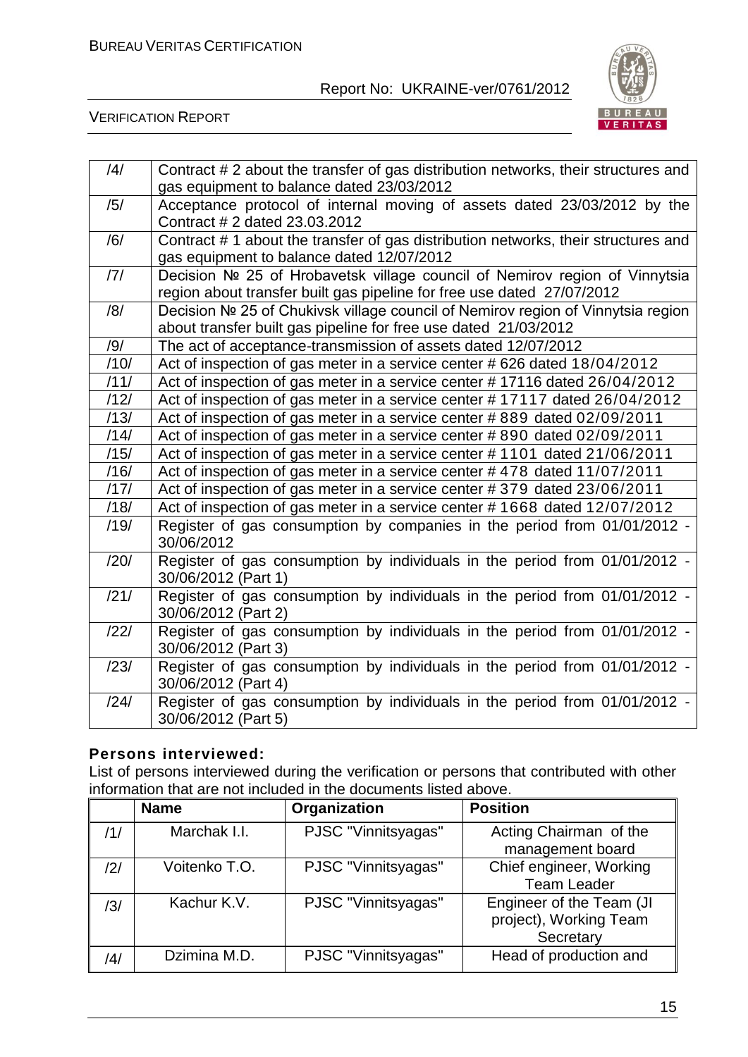| | |
|---|---|
| /4/ | Contract # 2 about the transfer of gas distribution networks, their structures and gas equipment to balance dated 23/03/2012 |
| /5/ | Acceptance protocol of internal moving of assets dated 23/03/2012 by the Contract # 2 dated 23.03.2012 |
| /6/ | Contract # 1 about the transfer of gas distribution networks, their structures and gas equipment to balance dated 12/07/2012 |
| /7/ | Decision № 25 of Hrobavetsk village council of Nemirov region of Vinnytsia region about transfer built gas pipeline for free use dated 27/07/2012 |
| /8/ | Decision № 25 of Chukivsk village council of Nemirov region of Vinnytsia region about transfer built gas pipeline for free use dated 21/03/2012 |
| /9/ | The act of acceptance-transmission of assets dated 12/07/2012 |
| /10/ | Act of inspection of gas meter in a service center # 626 dated 18/04/2012 |
| /11/ | Act of inspection of gas meter in a service center # 17116 dated 26/04/2012 |
| /12/ | Act of inspection of gas meter in a service center # 17117 dated 26/04/2012 |
| /13/ | Act of inspection of gas meter in a service center # 889 dated 02/09/2011 |
| /14/ | Act of inspection of gas meter in a service center # 890 dated 02/09/2011 |
| /15/ | Act of inspection of gas meter in a service center # 1101 dated 21/06/2011 |
| /16/ | Act of inspection of gas meter in a service center # 478 dated 11/07/2011 |
| /17/ | Act of inspection of gas meter in a service center # 379 dated 23/06/2011 |
| /18/ | Act of inspection of gas meter in a service center # 1668 dated 12/07/2012 |
| /19/ | Register of gas consumption by companies in the period from 01/01/2012 - 30/06/2012 |
| /20/ | Register of gas consumption by individuals in the period from 01/01/2012 - 30/06/2012 (Part 1) |
| /21/ | Register of gas consumption by individuals in the period from 01/01/2012 - 30/06/2012 (Part 2) |
| /22/ | Register of gas consumption by individuals in the period from 01/01/2012 - 30/06/2012 (Part 3) |
| /23/ | Register of gas consumption by individuals in the period from 01/01/2012 - 30/06/2012 (Part 4) |
| /24/ | Register of gas consumption by individuals in the period from 01/01/2012 - 30/06/2012 (Part 5) |

**Persons interviewed:**

List of persons interviewed during the verification or persons that contributed with other information that are not included in the documents listed above.

| | Name | Organization | Position |
|---|---|---|---|
| /1/ | Marchak I.I. | PJSC "Vinnitsyagas" | Acting Chairman of the management board |
| /2/ | Voitenko T.O. | PJSC "Vinnitsyagas" | Chief engineer, Working Team Leader |
| /3/ | Kachur K.V. | PJSC "Vinnitsyagas" | Engineer of the Team (JI project), Working Team Secretary |
| /4/ | Dzimina M.D. | PJSC "Vinnitsyagas" | Head of production and |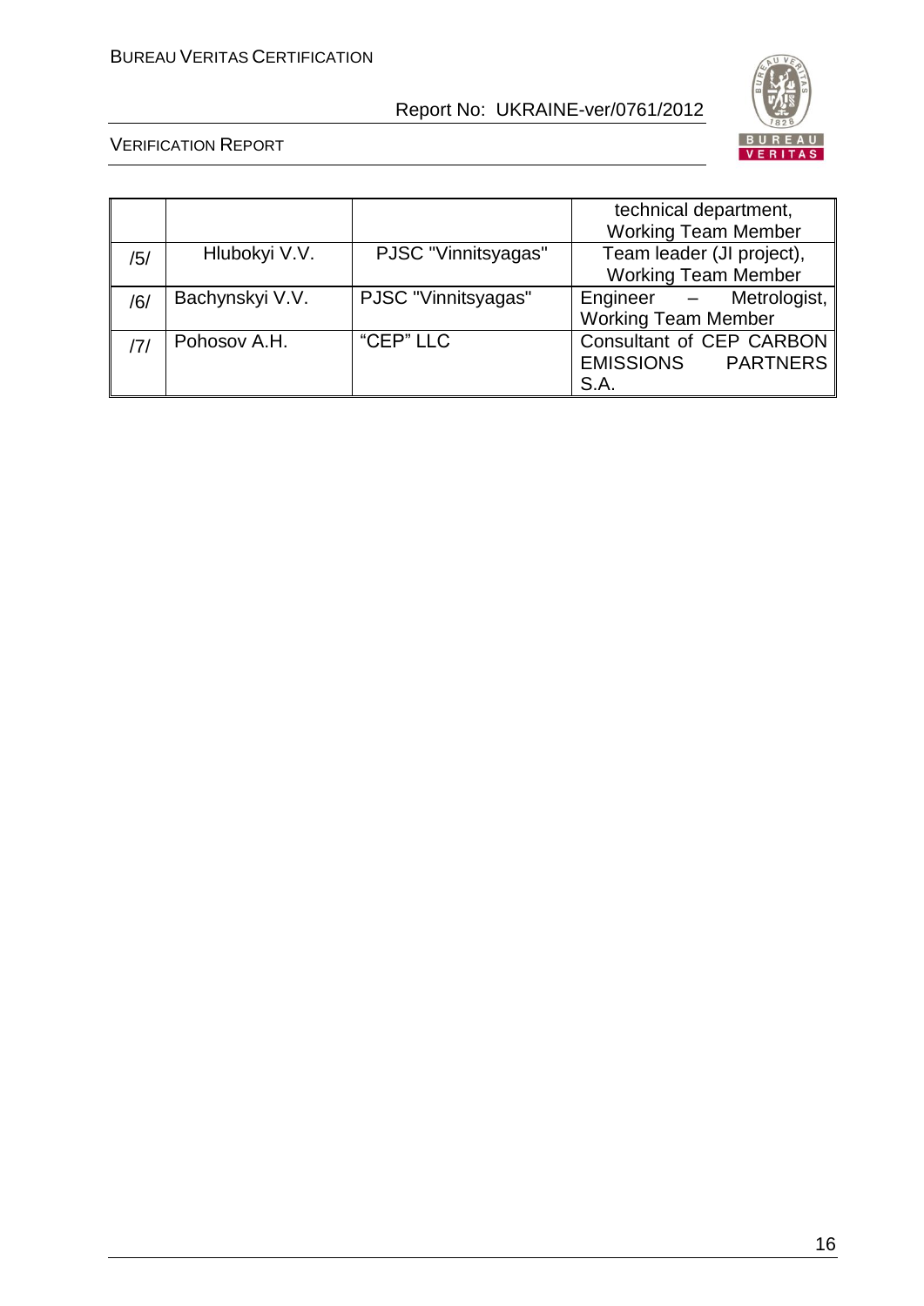|  |  |  | technical department, Working Team Member |
|---|---|---|---|
| /5/ | Hlubokyi V.V. | PJSC "Vinnitsyagas" | Team leader (JI project), Working Team Member |
| /6/ | Bachynskyi V.V. | PJSC "Vinnitsyagas" | Engineer – Metrologist, Working Team Member |
| /7/ | Pohosov A.H. | "CEP" LLC | Consultant of CEP CARBON EMISSIONS PARTNERS S.A. |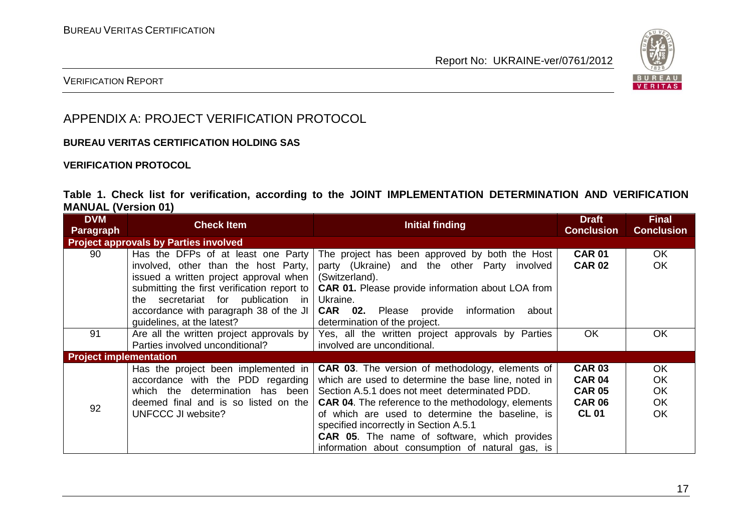# APPENDIX A: PROJECT VERIFICATION PROTOCOL

**BUREAU VERITAS CERTIFICATION HOLDING SAS**

**VERIFICATION PROTOCOL**

**Table 1. Check list for verification, according to the JOINT IMPLEMENTATION DETERMINATION AND VERIFICATION MANUAL (Version 01)**

| DVM Paragraph | Check Item | Initial finding | Draft Conclusion | Final Conclusion |
|---|---|---|---|---|
| **Project approvals by Parties involved** | | | | |
| 90 | Has the DFPs of at least one Party involved, other than the host Party, issued a written project approval when submitting the first verification report to the secretariat for publication in accordance with paragraph 38 of the JI guidelines, at the latest? | The project has been approved by both the Host party (Ukraine) and the other Party involved (Switzerland).<br>**CAR 01.** Please provide information about LOA from Ukraine.<br>**CAR 02.** Please provide information about determination of the project. | **CAR 01**<br>**CAR 02** | OK<br>OK |
| 91 | Are all the written project approvals by Parties involved unconditional? | Yes, all the written project approvals by Parties involved are unconditional. | OK | OK |
| **Project implementation** | | | | |
| 92 | Has the project been implemented in accordance with the PDD regarding which the determination has been deemed final and is so listed on the UNFCCC JI website? | **CAR 03**. The version of methodology, elements of which are used to determine the base line, noted in Section A.5.1 does not meet determinated PDD.<br>**CAR 04**. The reference to the methodology, elements of which are used to determine the baseline, is specified incorrectly in Section A.5.1<br>**CAR 05**. The name of software, which provides information about consumption of natural gas, is | **CAR 03**<br>**CAR 04**<br>**CAR 05**<br>**CAR 06**<br>**CL 01** | OK<br>OK<br>OK<br>OK<br>OK |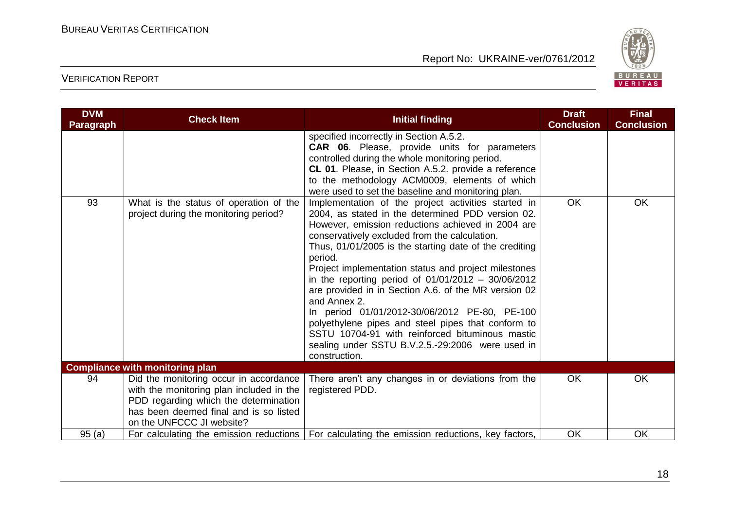| DVM Paragraph | Check Item | Initial finding | Draft Conclusion | Final Conclusion |
|---|---|---|---|---|
| | | specified incorrectly in Section A.5.2.<br>**CAR 06**. Please, provide units for parameters controlled during the whole monitoring period.<br>**CL 01**. Please, in Section A.5.2. provide a reference to the methodology ACM0009, elements of which were used to set the baseline and monitoring plan. | | |
| 93 | What is the status of operation of the project during the monitoring period? | Implementation of the project activities started in 2004, as stated in the determined PDD version 02. However, emission reductions achieved in 2004 are conservatively excluded from the calculation.<br>Thus, 01/01/2005 is the starting date of the crediting period.<br>Project implementation status and project milestones in the reporting period of 01/01/2012 – 30/06/2012 are provided in in Section A.6. of the MR version 02 and Annex 2.<br>In period 01/01/2012-30/06/2012 PE-80, PE-100 polyethylene pipes and steel pipes that conform to SSTU 10704-91 with reinforced bituminous mastic sealing under SSTU B.V.2.5.-29:2006 were used in construction. | OK | OK |
| **Compliance with monitoring plan** | | | | |
| 94 | Did the monitoring occur in accordance with the monitoring plan included in the PDD regarding which the determination has been deemed final and is so listed on the UNFCCC JI website? | There aren't any changes in or deviations from the registered PDD. | OK | OK |
| 95 (a) | For calculating the emission reductions | For calculating the emission reductions, key factors, | OK | OK |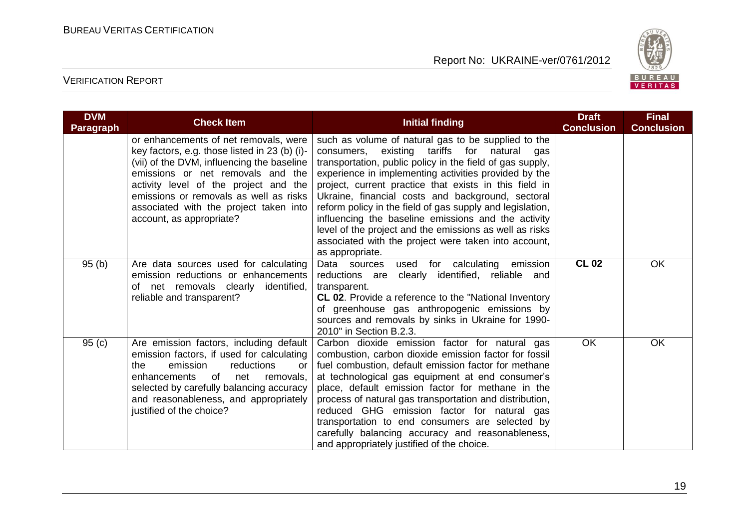| DVM Paragraph | Check Item | Initial finding | Draft Conclusion | Final Conclusion |
|---|---|---|---|---|
| | or enhancements of net removals, were key factors, e.g. those listed in 23 (b) (i)-(vii) of the DVM, influencing the baseline emissions or net removals and the activity level of the project and the emissions or removals as well as risks associated with the project taken into account, as appropriate? | such as volume of natural gas to be supplied to the consumers, existing tariffs for natural gas transportation, public policy in the field of gas supply, experience in implementing activities provided by the project, current practice that exists in this field in Ukraine, financial costs and background, sectoral reform policy in the field of gas supply and legislation, influencing the baseline emissions and the activity level of the project and the emissions as well as risks associated with the project were taken into account, as appropriate. | | |
| 95 (b) | Are data sources used for calculating emission reductions or enhancements of net removals clearly identified, reliable and transparent? | Data sources used for calculating emission reductions are clearly identified, reliable and transparent.<br>**CL 02**. Provide a reference to the "National Inventory of greenhouse gas anthropogenic emissions by sources and removals by sinks in Ukraine for 1990-2010" in Section B.2.3. | **CL 02** | OK |
| 95 (c) | Are emission factors, including default emission factors, if used for calculating the emission reductions or enhancements of net removals, selected by carefully balancing accuracy and reasonableness, and appropriately justified of the choice? | Carbon dioxide emission factor for natural gas combustion, carbon dioxide emission factor for fossil fuel combustion, default emission factor for methane at technological gas equipment at end consumer's place, default emission factor for methane in the process of natural gas transportation and distribution, reduced GHG emission factor for natural gas transportation to end consumers are selected by carefully balancing accuracy and reasonableness, and appropriately justified of the choice. | OK | OK |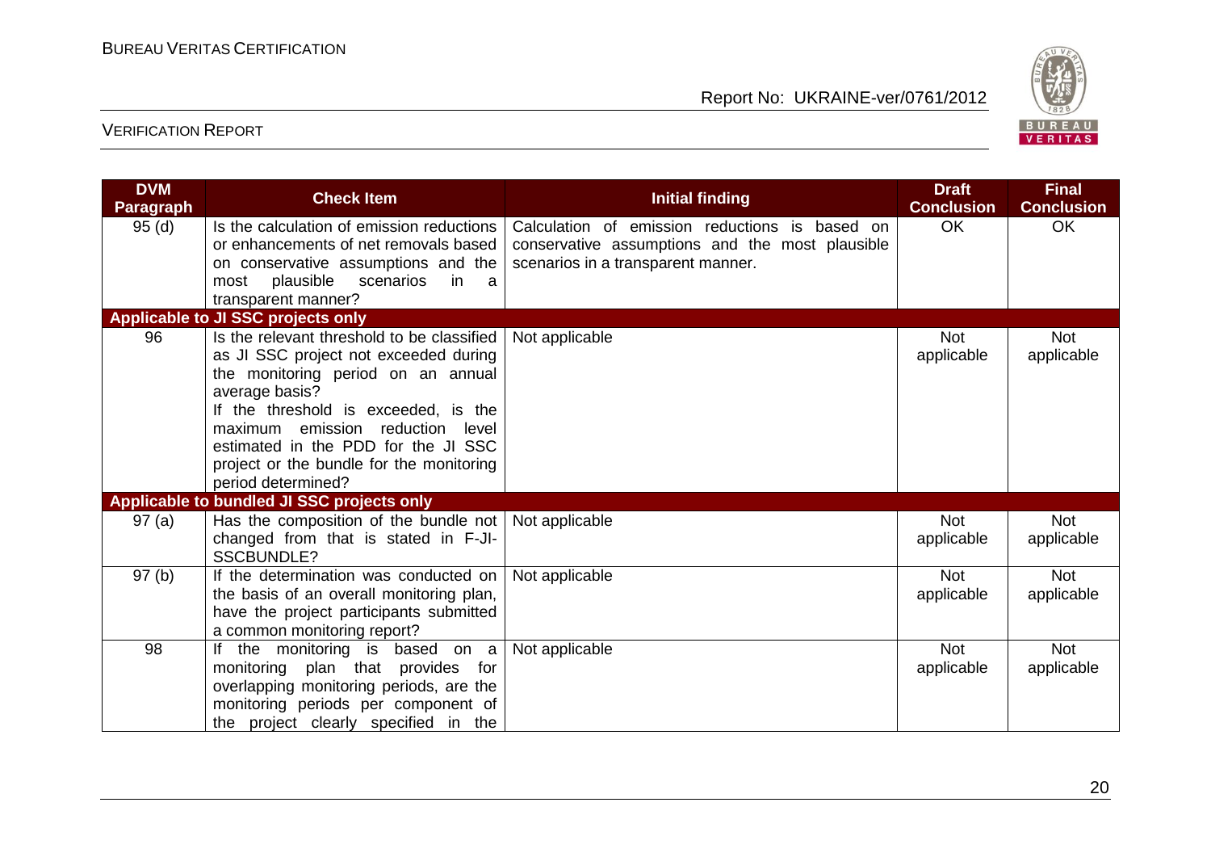| DVM Paragraph | Check Item | Initial finding | Draft Conclusion | Final Conclusion |
|---|---|---|---|---|
| 95 (d) | Is the calculation of emission reductions or enhancements of net removals based on conservative assumptions and the most plausible scenarios in a transparent manner? | Calculation of emission reductions is based on conservative assumptions and the most plausible scenarios in a transparent manner. | OK | OK |
| **Applicable to JI SSC projects only** | | | | |
| 96 | Is the relevant threshold to be classified as JI SSC project not exceeded during the monitoring period on an annual average basis?<br>If the threshold is exceeded, is the maximum emission reduction level estimated in the PDD for the JI SSC project or the bundle for the monitoring period determined? | Not applicable | Not applicable | Not applicable |
| **Applicable to bundled JI SSC projects only** | | | | |
| 97 (a) | Has the composition of the bundle not changed from that is stated in F-JI-SSCBUNDLE? | Not applicable | Not applicable | Not applicable |
| 97 (b) | If the determination was conducted on the basis of an overall monitoring plan, have the project participants submitted a common monitoring report? | Not applicable | Not applicable | Not applicable |
| 98 | If the monitoring is based on a monitoring plan that provides for overlapping monitoring periods, are the monitoring periods per component of the project clearly specified in the | Not applicable | Not applicable | Not applicable |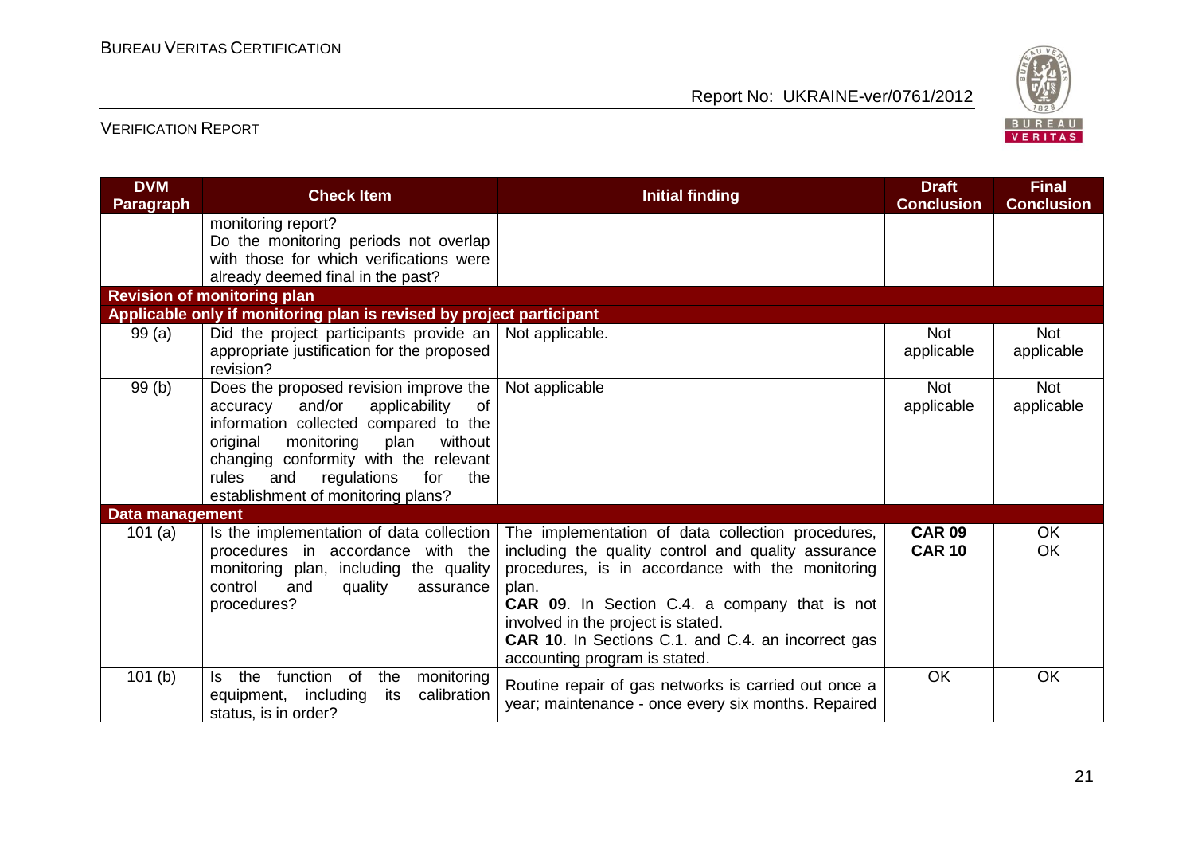| DVM Paragraph | Check Item | Initial finding | Draft Conclusion | Final Conclusion |
|---|---|---|---|---|
| | monitoring report? Do the monitoring periods not overlap with those for which verifications were already deemed final in the past? | | | |
| **Revision of monitoring plan** | | | | |
| **Applicable only if monitoring plan is revised by project participant** | | | | |
| 99 (a) | Did the project participants provide an appropriate justification for the proposed revision? | Not applicable. | Not applicable | Not applicable |
| 99 (b) | Does the proposed revision improve the accuracy and/or applicability of information collected compared to the original monitoring plan without changing conformity with the relevant rules and regulations for the establishment of monitoring plans? | Not applicable | Not applicable | Not applicable |
| **Data management** | | | | |
| 101 (a) | Is the implementation of data collection procedures in accordance with the monitoring plan, including the quality control and quality assurance procedures? | The implementation of data collection procedures, including the quality control and quality assurance procedures, is in accordance with the monitoring plan.<br>**CAR 09**. In Section C.4. a company that is not involved in the project is stated.<br>**CAR 10**. In Sections C.1. and C.4. an incorrect gas accounting program is stated. | **CAR 09**<br>**CAR 10** | OK<br>OK |
| 101 (b) | Is the function of the monitoring equipment, including its calibration status, is in order? | Routine repair of gas networks is carried out once a year; maintenance - once every six months. Repaired | OK | OK |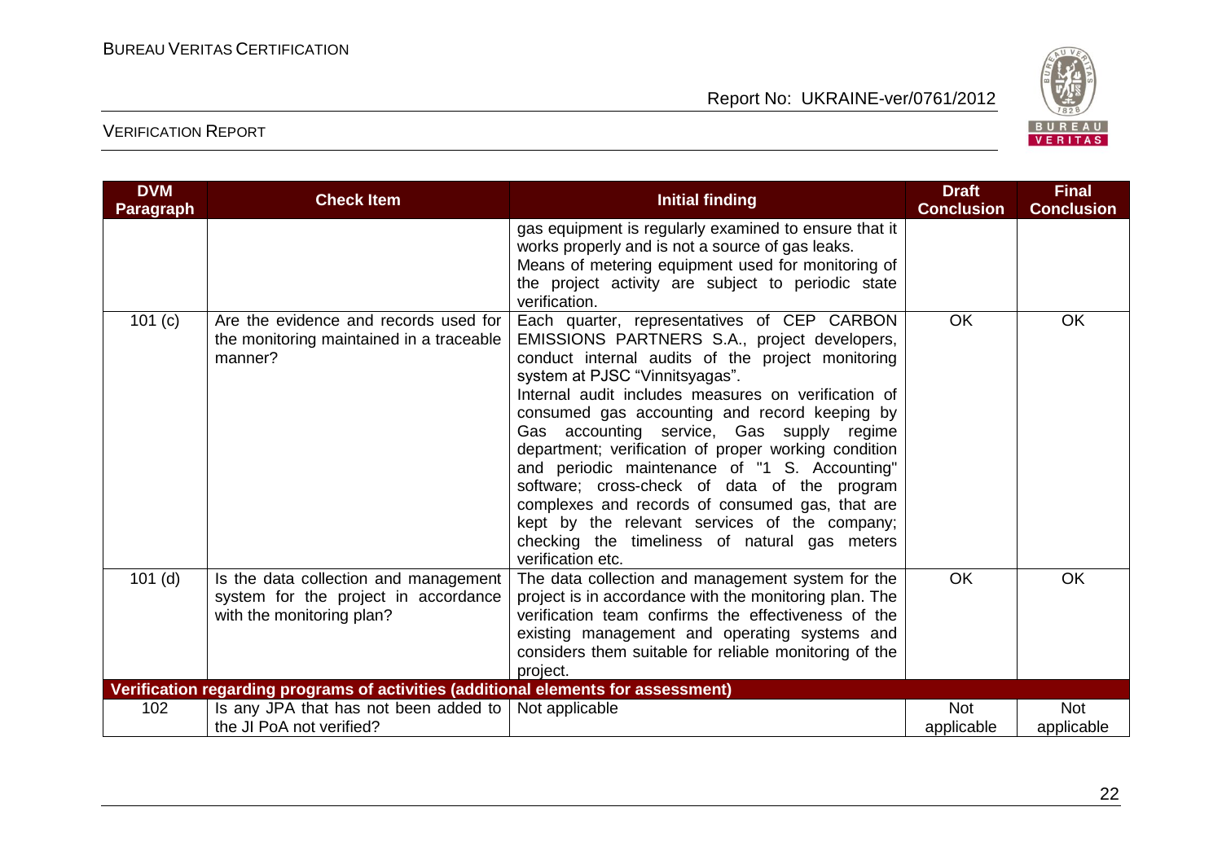| DVM Paragraph | Check Item | Initial finding | Draft Conclusion | Final Conclusion |
|---|---|---|---|---|
| | | gas equipment is regularly examined to ensure that it works properly and is not a source of gas leaks. Means of metering equipment used for monitoring of the project activity are subject to periodic state verification. | | |
| 101 (c) | Are the evidence and records used for the monitoring maintained in a traceable manner? | Each quarter, representatives of CEP CARBON EMISSIONS PARTNERS S.A., project developers, conduct internal audits of the project monitoring system at PJSC "Vinnitsyagas". Internal audit includes measures on verification of consumed gas accounting and record keeping by Gas accounting service, Gas supply regime department; verification of proper working condition and periodic maintenance of "1 S. Accounting" software; cross-check of data of the program complexes and records of consumed gas, that are kept by the relevant services of the company; checking the timeliness of natural gas meters verification etc. | OK | OK |
| 101 (d) | Is the data collection and management system for the project in accordance with the monitoring plan? | The data collection and management system for the project is in accordance with the monitoring plan. The verification team confirms the effectiveness of the existing management and operating systems and considers them suitable for reliable monitoring of the project. | OK | OK |
| **Verification regarding programs of activities (additional elements for assessment)** | | | | |
| 102 | Is any JPA that has not been added to the JI PoA not verified? | Not applicable | Not applicable | Not applicable |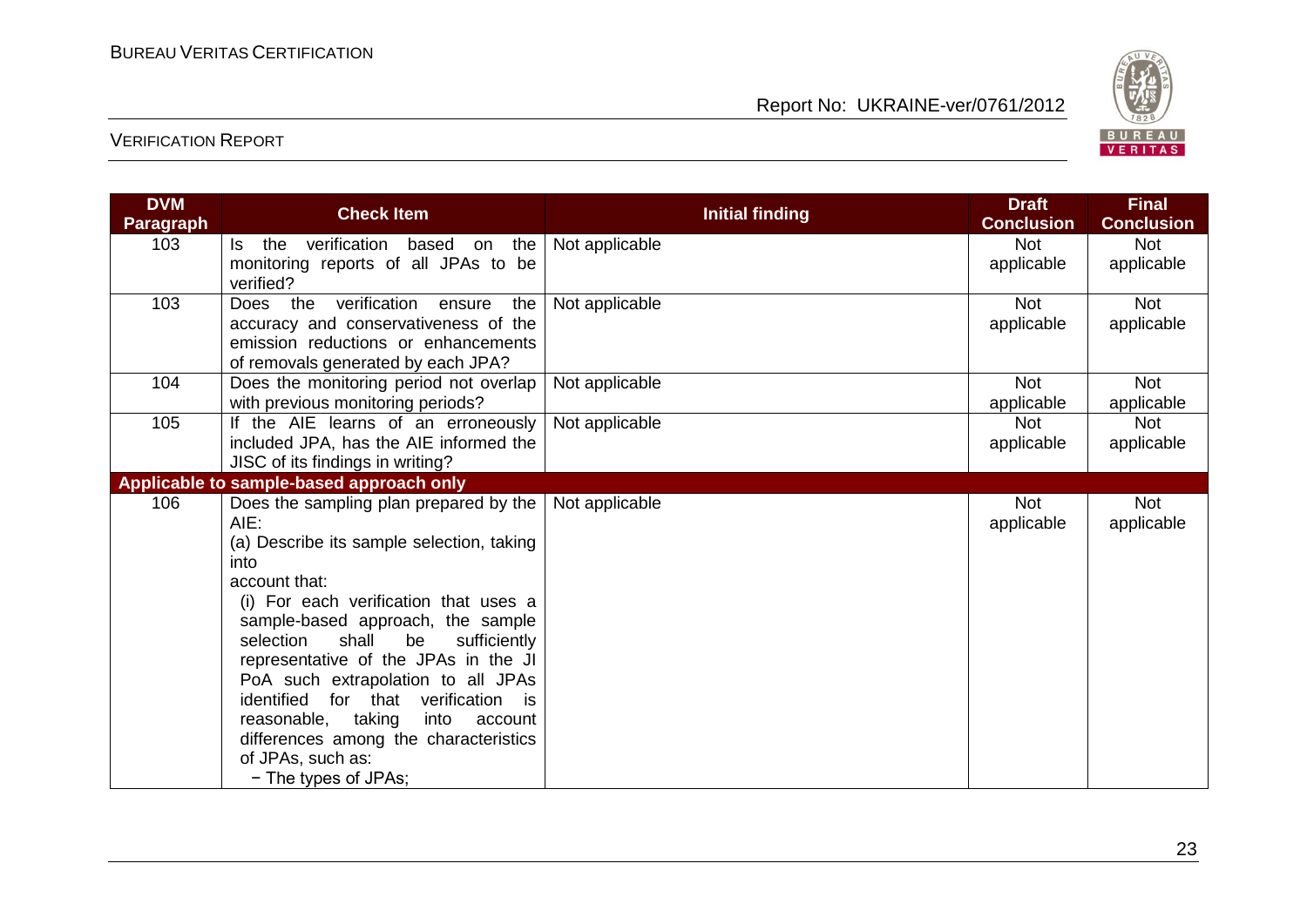| DVM Paragraph | Check Item | Initial finding | Draft Conclusion | Final Conclusion |
|---|---|---|---|---|
| 103 | Is the verification based on the monitoring reports of all JPAs to be verified? | Not applicable | Not applicable | Not applicable |
| 103 | Does the verification ensure the accuracy and conservativeness of the emission reductions or enhancements of removals generated by each JPA? | Not applicable | Not applicable | Not applicable |
| 104 | Does the monitoring period not overlap with previous monitoring periods? | Not applicable | Not applicable | Not applicable |
| 105 | If the AIE learns of an erroneously included JPA, has the AIE informed the JISC of its findings in writing? | Not applicable | Not applicable | Not applicable |
| **Applicable to sample-based approach only** | | | | |
| 106 | Does the sampling plan prepared by the AIE:<br>(a) Describe its sample selection, taking into account that:<br>(i) For each verification that uses a sample-based approach, the sample selection shall be sufficiently representative of the JPAs in the JI PoA such extrapolation to all JPAs identified for that verification is reasonable, taking into account differences among the characteristics of JPAs, such as:<br>− The types of JPAs; | Not applicable | Not applicable | Not applicable |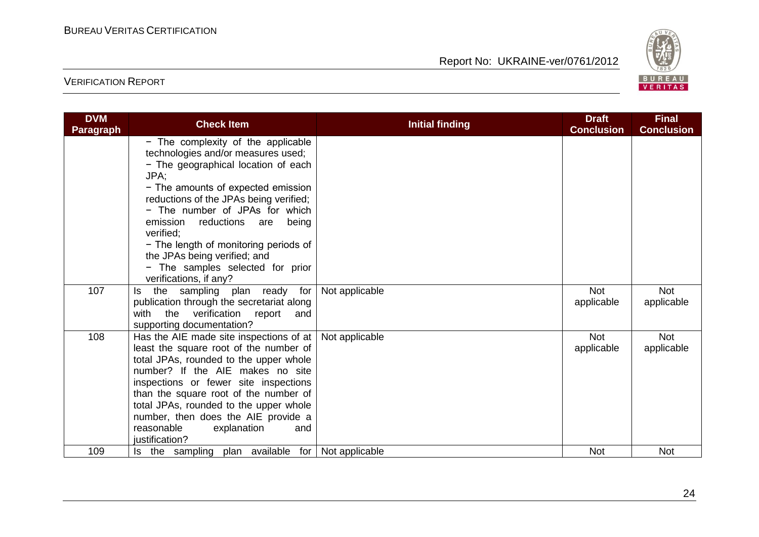| DVM Paragraph | Check Item | Initial finding | Draft Conclusion | Final Conclusion |
|---|---|---|---|---|
| | − The complexity of the applicable technologies and/or measures used;<br>− The geographical location of each JPA;<br>− The amounts of expected emission reductions of the JPAs being verified;<br>− The number of JPAs for which emission reductions are being verified;<br>− The length of monitoring periods of the JPAs being verified; and<br>− The samples selected for prior verifications, if any? | | | |
| 107 | Is the sampling plan ready for publication through the secretariat along with the verification report and supporting documentation? | Not applicable | Not applicable | Not applicable |
| 108 | Has the AIE made site inspections of at least the square root of the number of total JPAs, rounded to the upper whole number? If the AIE makes no site inspections or fewer site inspections than the square root of the number of total JPAs, rounded to the upper whole number, then does the AIE provide a reasonable explanation and justification? | Not applicable | Not applicable | Not applicable |
| 109 | Is the sampling plan available for | Not applicable | Not | Not |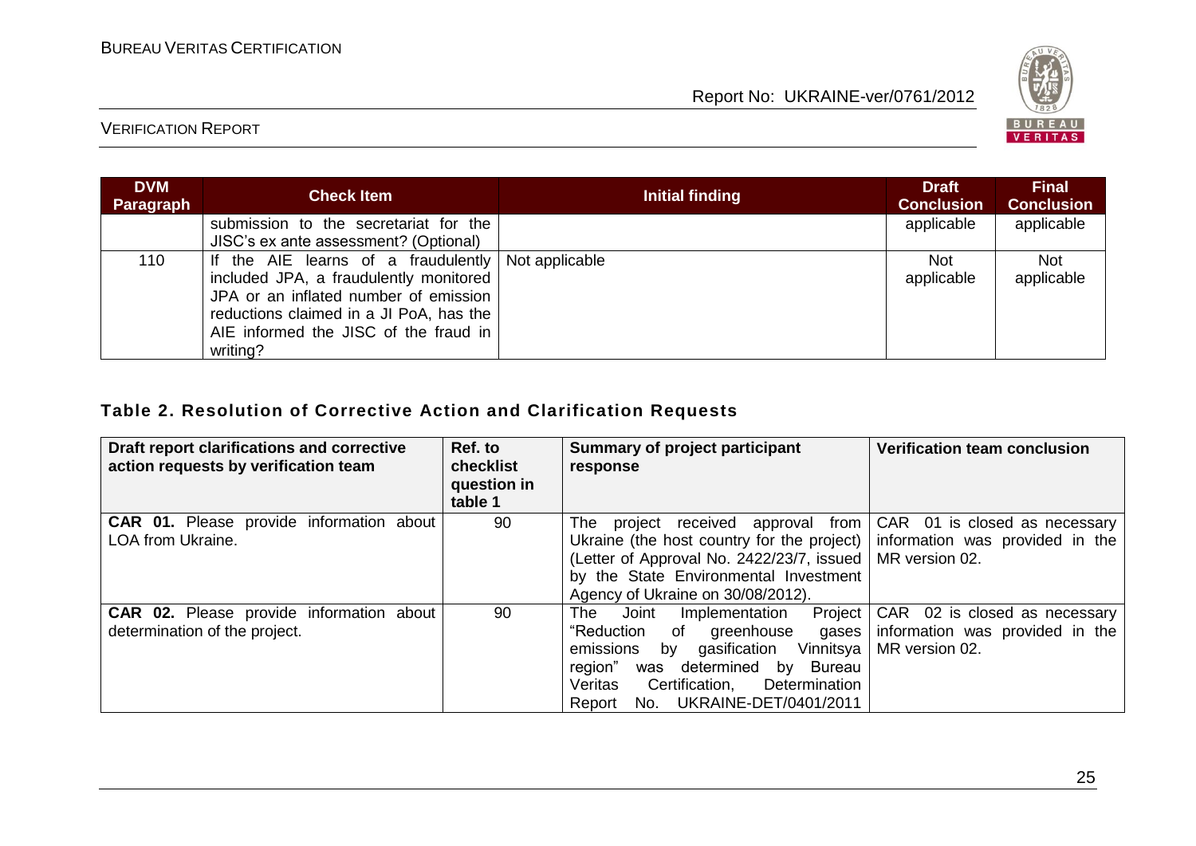| DVM Paragraph | Check Item | Initial finding | Draft Conclusion | Final Conclusion |
|---|---|---|---|---|
| | submission to the secretariat for the JISC's ex ante assessment? (Optional) | | applicable | applicable |
| 110 | If the AIE learns of a fraudulently included JPA, a fraudulently monitored JPA or an inflated number of emission reductions claimed in a JI PoA, has the AIE informed the JISC of the fraud in writing? | Not applicable | Not applicable | Not applicable |

## Table 2. Resolution of Corrective Action and Clarification Requests

| Draft report clarifications and corrective action requests by verification team | Ref. to checklist question in table 1 | Summary of project participant response | Verification team conclusion |
|---|---|---|---|
| **CAR 01.** Please provide information about LOA from Ukraine. | 90 | The project received approval from Ukraine (the host country for the project) (Letter of Approval No. 2422/23/7, issued by the State Environmental Investment Agency of Ukraine on 30/08/2012). | CAR 01 is closed as necessary information was provided in the MR version 02. |
| **CAR 02.** Please provide information about determination of the project. | 90 | The Joint Implementation Project "Reduction of greenhouse gases emissions by gasification Vinnitsya region" was determined by Bureau Veritas Certification, Determination Report No. UKRAINE-DET/0401/2011 | CAR 02 is closed as necessary information was provided in the MR version 02. |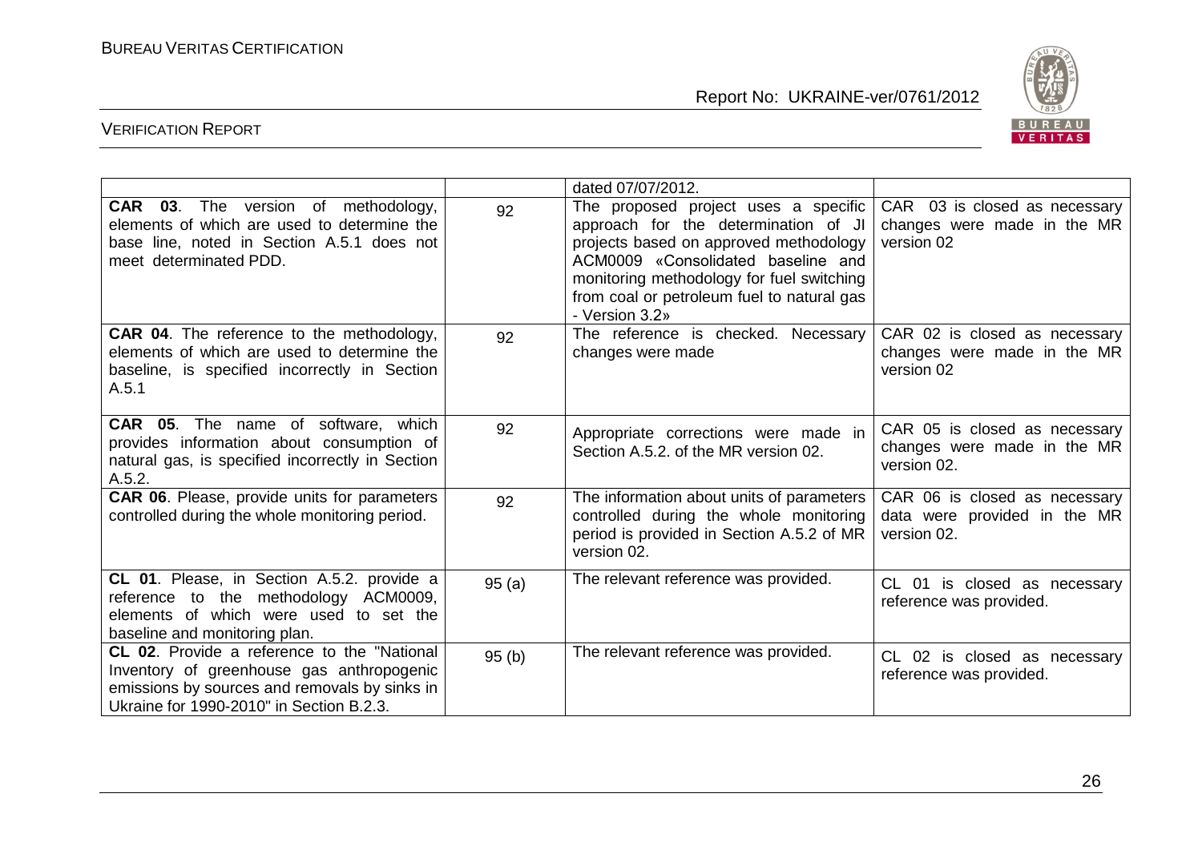| | | | |
|---|---|---|---|
| | | dated 07/07/2012. | |
| **CAR 03**. The version of methodology, elements of which are used to determine the base line, noted in Section A.5.1 does not meet determinated PDD. | 92 | The proposed project uses a specific approach for the determination of JI projects based on approved methodology ACM0009 «Consolidated baseline and monitoring methodology for fuel switching from coal or petroleum fuel to natural gas - Version 3.2» | CAR 03 is closed as necessary changes were made in the MR version 02 |
| **CAR 04**. The reference to the methodology, elements of which are used to determine the baseline, is specified incorrectly in Section A.5.1 | 92 | The reference is checked. Necessary changes were made | CAR 02 is closed as necessary changes were made in the MR version 02 |
| **CAR 05**. The name of software, which provides information about consumption of natural gas, is specified incorrectly in Section A.5.2. | 92 | Appropriate corrections were made in Section A.5.2. of the MR version 02. | CAR 05 is closed as necessary changes were made in the MR version 02. |
| **CAR 06**. Please, provide units for parameters controlled during the whole monitoring period. | 92 | The information about units of parameters controlled during the whole monitoring period is provided in Section A.5.2 of MR version 02. | CAR 06 is closed as necessary data were provided in the MR version 02. |
| **CL 01**. Please, in Section A.5.2. provide a reference to the methodology ACM0009, elements of which were used to set the baseline and monitoring plan. | 95 (a) | The relevant reference was provided. | CL 01 is closed as necessary reference was provided. |
| **CL 02**. Provide a reference to the "National Inventory of greenhouse gas anthropogenic emissions by sources and removals by sinks in Ukraine for 1990-2010" in Section B.2.3. | 95 (b) | The relevant reference was provided. | CL 02 is closed as necessary reference was provided. |